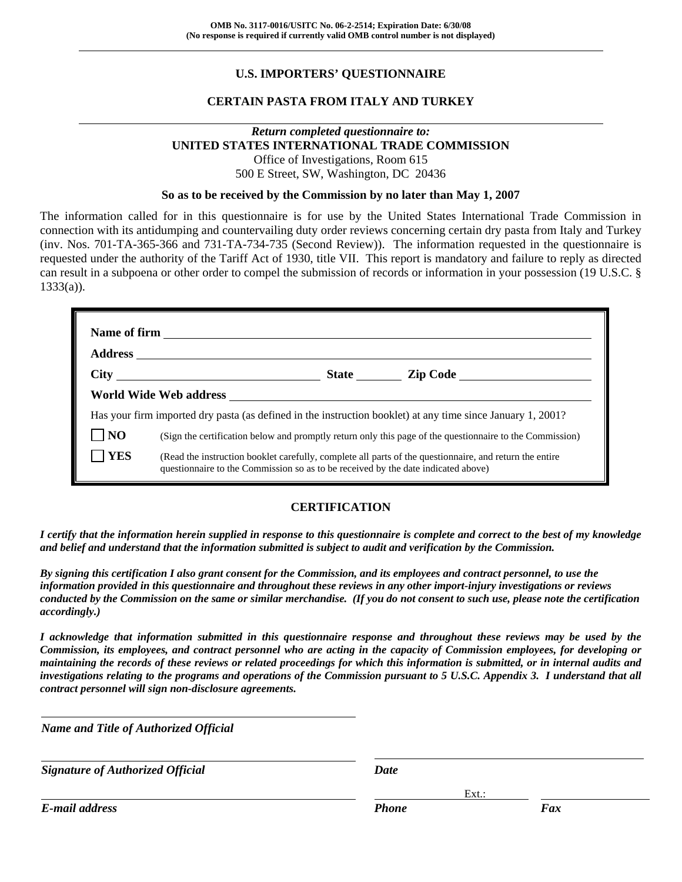**OMB No. 3117-0016/USITC No. 06-2-2514; Expiration Date: 6/30/08**
**(No response is required if currently valid OMB control number is not displayed)**

# U.S. IMPORTERS' QUESTIONNAIRE

## CERTAIN PASTA FROM ITALY AND TURKEY

*Return completed questionnaire to:*
**UNITED STATES INTERNATIONAL TRADE COMMISSION**
Office of Investigations, Room 615
500 E Street, SW, Washington, DC 20436

**So as to be received by the Commission by no later than May 1, 2007**

The information called for in this questionnaire is for use by the United States International Trade Commission in connection with its antidumping and countervailing duty order reviews concerning certain dry pasta from Italy and Turkey (inv. Nos. 701-TA-365-366 and 731-TA-734-735 (Second Review)). The information requested in the questionnaire is requested under the authority of the Tariff Act of 1930, title VII. This report is mandatory and failure to reply as directed can result in a subpoena or other order to compel the submission of records or information in your possession (19 U.S.C. § 1333(a)).

**Name of firm** \_\_\_\_\_\_\_\_\_\_\_\_\_\_\_\_\_\_\_\_\_\_\_\_\_\_\_\_\_\_

**Address** \_\_\_\_\_\_\_\_\_\_\_\_\_\_\_\_\_\_\_\_\_\_\_\_\_\_\_\_\_\_

**City** \_\_\_\_\_\_\_\_\_\_\_\_\_\_\_\_ **State** \_\_\_\_\_\_ **Zip Code** \_\_\_\_\_\_\_\_\_\_\_\_

**World Wide Web address** \_\_\_\_\_\_\_\_\_\_\_\_\_\_\_\_\_\_\_\_\_\_\_\_\_\_\_\_\_\_

Has your firm imported dry pasta (as defined in the instruction booklet) at any time since January 1, 2001?

☐ **NO** (Sign the certification below and promptly return only this page of the questionnaire to the Commission)

☐ **YES** (Read the instruction booklet carefully, complete all parts of the questionnaire, and return the entire questionnaire to the Commission so as to be received by the date indicated above)

## CERTIFICATION

***I certify that the information herein supplied in response to this questionnaire is complete and correct to the best of my knowledge and belief and understand that the information submitted is subject to audit and verification by the Commission.***

***By signing this certification I also grant consent for the Commission, and its employees and contract personnel, to use the information provided in this questionnaire and throughout these reviews in any other import-injury investigations or reviews conducted by the Commission on the same or similar merchandise. (If you do not consent to such use, please note the certification accordingly.)***

***I acknowledge that information submitted in this questionnaire response and throughout these reviews may be used by the Commission, its employees, and contract personnel who are acting in the capacity of Commission employees, for developing or maintaining the records of these reviews or related proceedings for which this information is submitted, or in internal audits and investigations relating to the programs and operations of the Commission pursuant to 5 U.S.C. Appendix 3. I understand that all contract personnel will sign non-disclosure agreements.***

\_\_\_\_\_\_\_\_\_\_\_\_\_\_\_\_\_\_\_\_\_\_\_\_\_\_\_\_\_\_
***Name and Title of Authorized Official***

\_\_\_\_\_\_\_\_\_\_\_\_\_\_\_\_\_\_\_\_\_\_\_\_\_\_\_\_\_\_ \_\_\_\_\_\_\_\_\_\_\_\_\_\_\_\_\_\_\_\_
***Signature of Authorized Official*** ***Date***

\_\_\_\_\_\_\_\_\_\_\_\_\_\_\_\_\_\_\_\_\_\_\_\_\_\_\_\_\_\_ \_\_\_\_\_\_\_\_\_\_ Ext.: \_\_\_\_\_ \_\_\_\_\_\_\_\_\_\_
***E-mail address*** ***Phone*** ***Fax***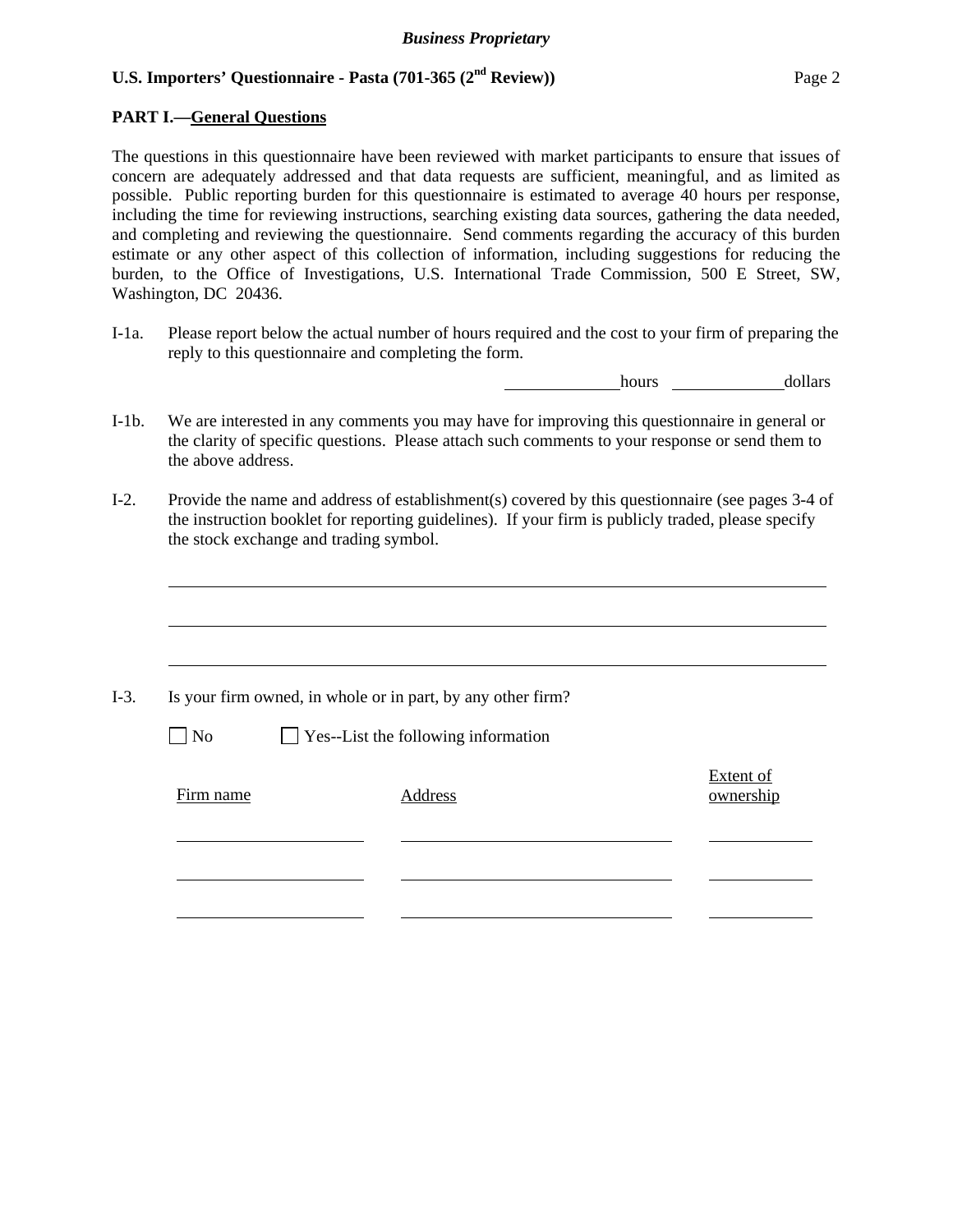## PART I.—General Questions

The questions in this questionnaire have been reviewed with market participants to ensure that issues of concern are adequately addressed and that data requests are sufficient, meaningful, and as limited as possible. Public reporting burden for this questionnaire is estimated to average 40 hours per response, including the time for reviewing instructions, searching existing data sources, gathering the data needed, and completing and reviewing the questionnaire. Send comments regarding the accuracy of this burden estimate or any other aspect of this collection of information, including suggestions for reducing the burden, to the Office of Investigations, U.S. International Trade Commission, 500 E Street, SW, Washington, DC 20436.

I-1a. Please report below the actual number of hours required and the cost to your firm of preparing the reply to this questionnaire and completing the form.

______________ hours ______________ dollars

I-1b. We are interested in any comments you may have for improving this questionnaire in general or the clarity of specific questions. Please attach such comments to your response or send them to the above address.

I-2. Provide the name and address of establishment(s) covered by this questionnaire (see pages 3-4 of the instruction booklet for reporting guidelines). If your firm is publicly traded, please specify the stock exchange and trading symbol.

______________________________________________________________________

______________________________________________________________________

______________________________________________________________________

I-3. Is your firm owned, in whole or in part, by any other firm?

☐ No ☐ Yes--List the following information

| Firm name | Address | Extent of ownership |
|---|---|---|
| | | |
| | | |
| | | |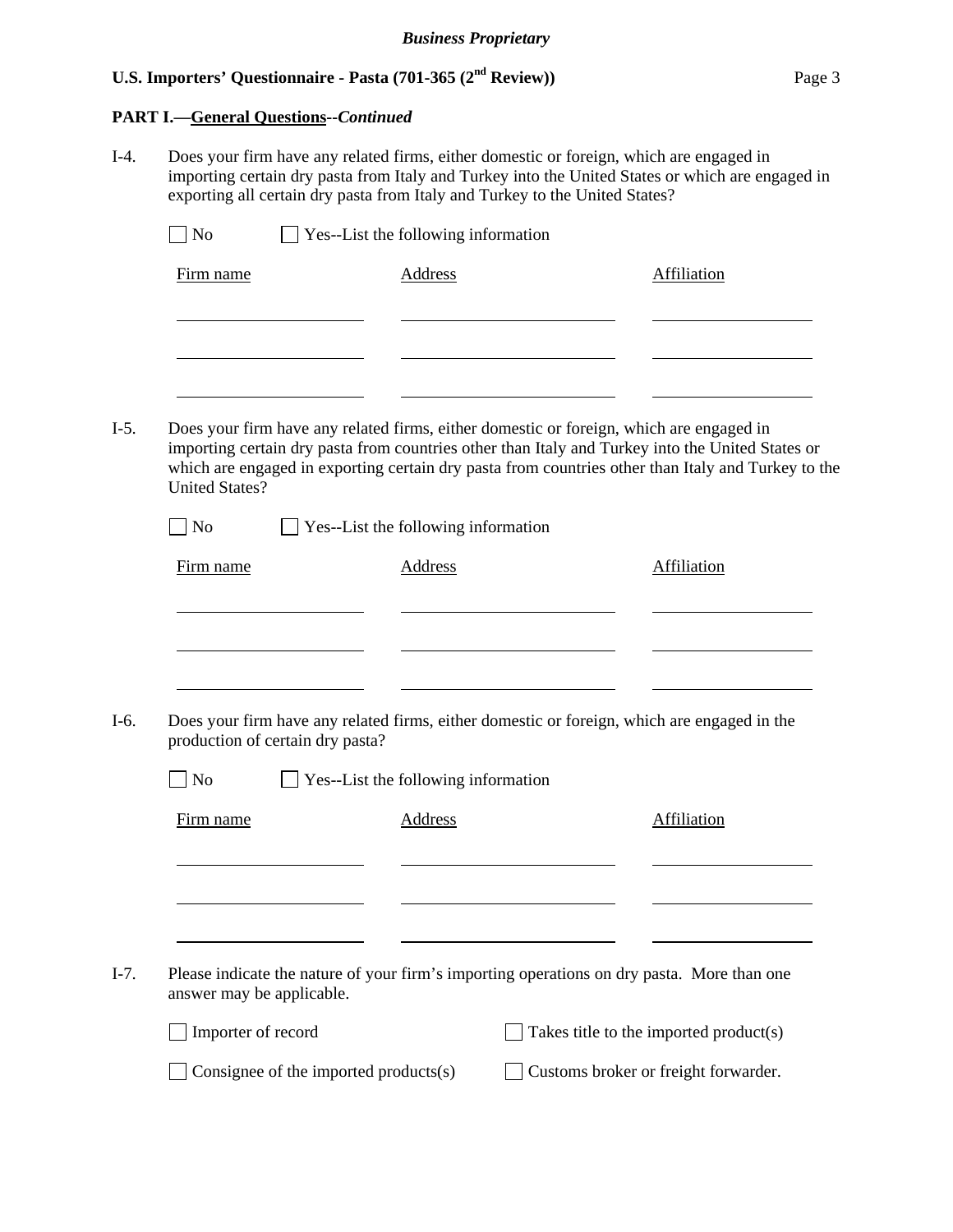**PART I.—General Questions**--*Continued*

I-4. Does your firm have any related firms, either domestic or foreign, which are engaged in importing certain dry pasta from Italy and Turkey into the United States or which are engaged in exporting all certain dry pasta from Italy and Turkey to the United States?

☐ No ☐ Yes--List the following information

| Firm name | Address | Affiliation |
|---|---|---|
| | | |
| | | |
| | | |

I-5. Does your firm have any related firms, either domestic or foreign, which are engaged in importing certain dry pasta from countries other than Italy and Turkey into the United States or which are engaged in exporting certain dry pasta from countries other than Italy and Turkey to the United States?

☐ No ☐ Yes--List the following information

| Firm name | Address | Affiliation |
|---|---|---|
| | | |
| | | |
| | | |

I-6. Does your firm have any related firms, either domestic or foreign, which are engaged in the production of certain dry pasta?

☐ No ☐ Yes--List the following information

| Firm name | Address | Affiliation |
|---|---|---|
| | | |
| | | |
| | | |

I-7. Please indicate the nature of your firm's importing operations on dry pasta. More than one answer may be applicable.

☐ Importer of record ☐ Takes title to the imported product(s)

☐ Consignee of the imported products(s) ☐ Customs broker or freight forwarder.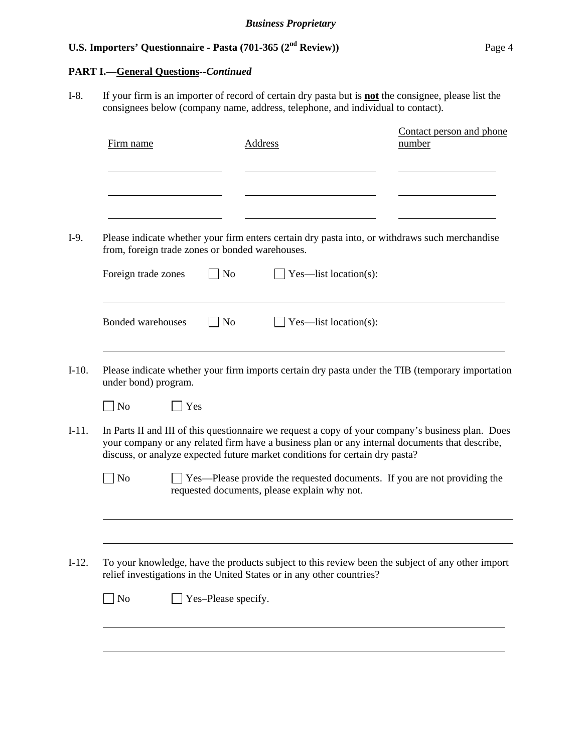**PART I.—General Questions--*Continued***

I-8. If your firm is an importer of record of certain dry pasta but is **not** the consignee, please list the consignees below (company name, address, telephone, and individual to contact).

| Firm name | Address | Contact person and phone number |
|---|---|---|
| | | |
| | | |
| | | |

I-9. Please indicate whether your firm enters certain dry pasta into, or withdraws such merchandise from, foreign trade zones or bonded warehouses.

Foreign trade zones ☐ No ☐ Yes—list location(s):

______________________________________________________________

Bonded warehouses ☐ No ☐ Yes—list location(s):

______________________________________________________________

I-10. Please indicate whether your firm imports certain dry pasta under the TIB (temporary importation under bond) program.

☐ No ☐ Yes

I-11. In Parts II and III of this questionnaire we request a copy of your company's business plan. Does your company or any related firm have a business plan or any internal documents that describe, discuss, or analyze expected future market conditions for certain dry pasta?

☐ No ☐ Yes—Please provide the requested documents. If you are not providing the requested documents, please explain why not.

______________________________________________________________

______________________________________________________________

I-12. To your knowledge, have the products subject to this review been the subject of any other import relief investigations in the United States or in any other countries?

☐ No ☐ Yes–Please specify.

______________________________________________________________

______________________________________________________________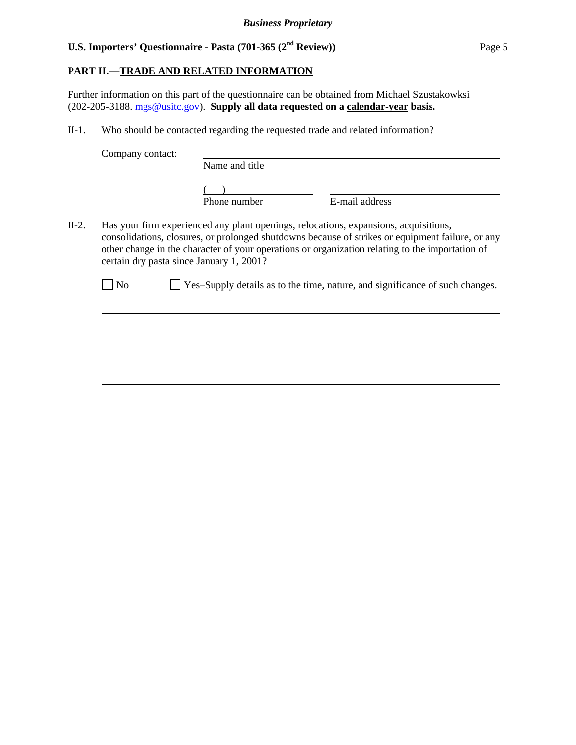## PART II.—TRADE AND RELATED INFORMATION

Further information on this part of the questionnaire can be obtained from Michael Szustakowksi (202-205-3188. mgs@usitc.gov). **Supply all data requested on a calendar-year basis.**

II-1. Who should be contacted regarding the requested trade and related information?

Company contact: ______________________________________________
Name and title

(    ) ____________________     ______________________________
Phone number     E-mail address

II-2. Has your firm experienced any plant openings, relocations, expansions, acquisitions, consolidations, closures, or prolonged shutdowns because of strikes or equipment failure, or any other change in the character of your operations or organization relating to the importation of certain dry pasta since January 1, 2001?

☐ No     ☐ Yes–Supply details as to the time, nature, and significance of such changes.

______________________________________________________________________________

______________________________________________________________________________

______________________________________________________________________________

______________________________________________________________________________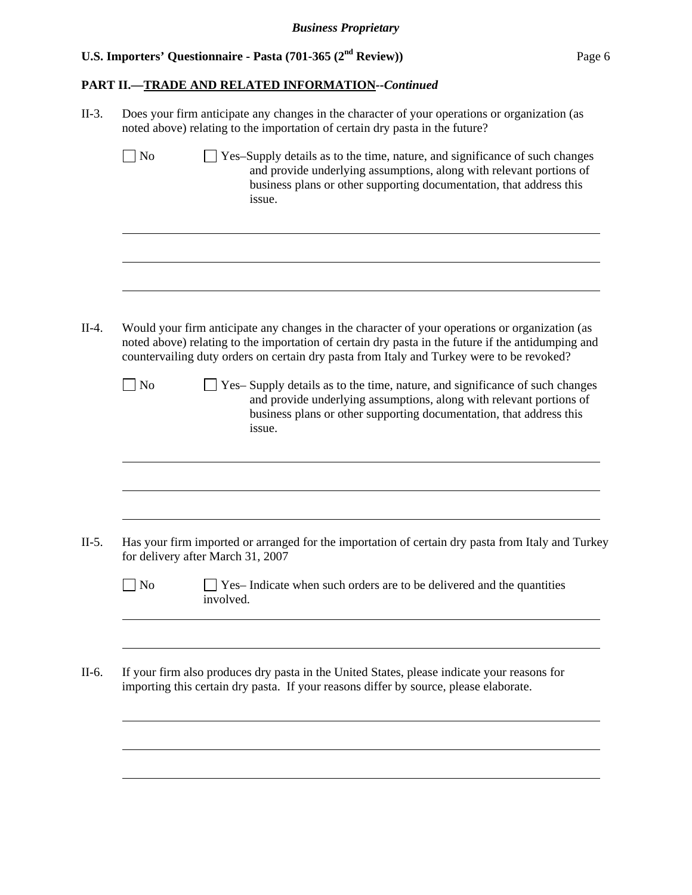**PART II.—TRADE AND RELATED INFORMATION--*Continued***

II-3. Does your firm anticipate any changes in the character of your operations or organization (as noted above) relating to the importation of certain dry pasta in the future?

☐ No ☐ Yes–Supply details as to the time, nature, and significance of such changes and provide underlying assumptions, along with relevant portions of business plans or other supporting documentation, that address this issue.

______________________________________________________________________

______________________________________________________________________

______________________________________________________________________

II-4. Would your firm anticipate any changes in the character of your operations or organization (as noted above) relating to the importation of certain dry pasta in the future if the antidumping and countervailing duty orders on certain dry pasta from Italy and Turkey were to be revoked?

☐ No ☐ Yes– Supply details as to the time, nature, and significance of such changes and provide underlying assumptions, along with relevant portions of business plans or other supporting documentation, that address this issue.

______________________________________________________________________

______________________________________________________________________

______________________________________________________________________

II-5. Has your firm imported or arranged for the importation of certain dry pasta from Italy and Turkey for delivery after March 31, 2007

☐ No ☐ Yes– Indicate when such orders are to be delivered and the quantities involved.

______________________________________________________________________

______________________________________________________________________

II-6. If your firm also produces dry pasta in the United States, please indicate your reasons for importing this certain dry pasta. If your reasons differ by source, please elaborate.

______________________________________________________________________

______________________________________________________________________

______________________________________________________________________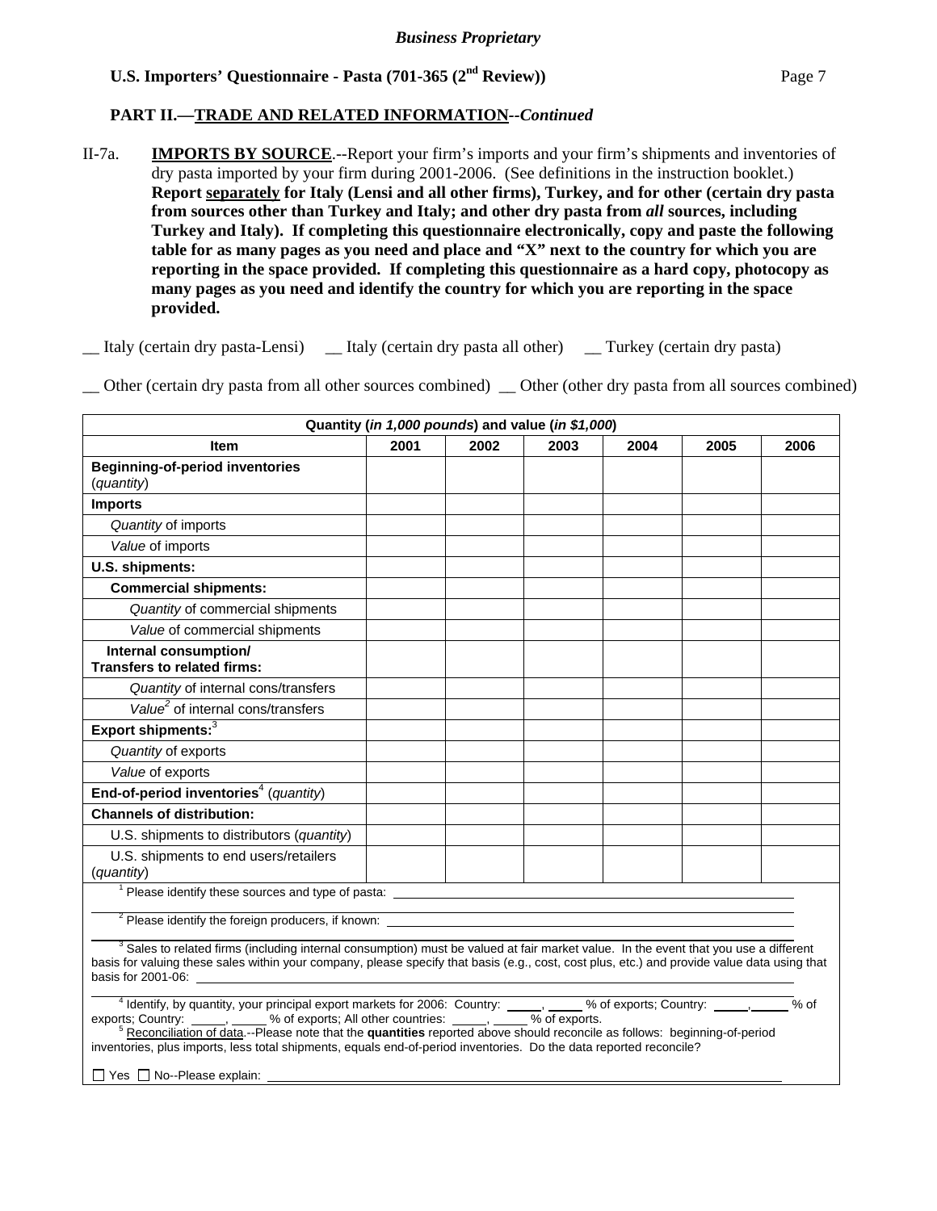*Business Proprietary*

**U.S. Importers' Questionnaire - Pasta (701-365 (2nd Review))**

**PART II.—TRADE AND RELATED INFORMATION--*Continued***

II-7a. **IMPORTS BY SOURCE**.--Report your firm's imports and your firm's shipments and inventories of dry pasta imported by your firm during 2001-2006. (See definitions in the instruction booklet.) **Report separately for Italy (Lensi and all other firms), Turkey, and for other (certain dry pasta from sources other than Turkey and Italy; and other dry pasta from *all* sources, including Turkey and Italy). If completing this questionnaire electronically, copy and paste the following table for as many pages as you need and place and "X" next to the country for which you are reporting in the space provided. If completing this questionnaire as a hard copy, photocopy as many pages as you need and identify the country for which you are reporting in the space provided.**

__ Italy (certain dry pasta-Lensi) __ Italy (certain dry pasta all other) __ Turkey (certain dry pasta)

__ Other (certain dry pasta from all other sources combined) __ Other (other dry pasta from all sources combined)

| Quantity (*in 1,000 pounds*) and value (*in $1,000*) | | | | | | |
|---|---|---|---|---|---|---|
| **Item** | **2001** | **2002** | **2003** | **2004** | **2005** | **2006** |
| **Beginning-of-period inventories** (*quantity*) | | | | | | |
| **Imports** | | | | | | |
| *Quantity* of imports | | | | | | |
| *Value* of imports | | | | | | |
| **U.S. shipments:** | | | | | | |
| **Commercial shipments:** | | | | | | |
| *Quantity* of commercial shipments | | | | | | |
| *Value* of commercial shipments | | | | | | |
| **Internal consumption/ Transfers to related firms:** | | | | | | |
| *Quantity* of internal cons/transfers | | | | | | |
| *Value*[2] of internal cons/transfers | | | | | | |
| **Export shipments:**[3] | | | | | | |
| *Quantity* of exports | | | | | | |
| *Value* of exports | | | | | | |
| **End-of-period inventories**[4] (*quantity*) | | | | | | |
| **Channels of distribution:** | | | | | | |
| U.S. shipments to distributors (*quantity*) | | | | | | |
| U.S. shipments to end users/retailers (*quantity*) | | | | | | |

[1] Please identify these sources and type of pasta: ______

[2] Please identify the foreign producers, if known: ______

[3] Sales to related firms (including internal consumption) must be valued at fair market value. In the event that you use a different basis for valuing these sales within your company, please specify that basis (e.g., cost, cost plus, etc.) and provide value data using that basis for 2001-06: ______

[4] Identify, by quantity, your principal export markets for 2006: Country: _____, _____ % of exports; Country: _____, _____ % of exports; Country: _____, _____ % of exports; All other countries: _____, _____ % of exports.

[5] Reconciliation of data.--Please note that the **quantities** reported above should reconcile as follows: beginning-of-period inventories, plus imports, less total shipments, equals end-of-period inventories. Do the data reported reconcile?

☐ Yes ☐ No--Please explain: ______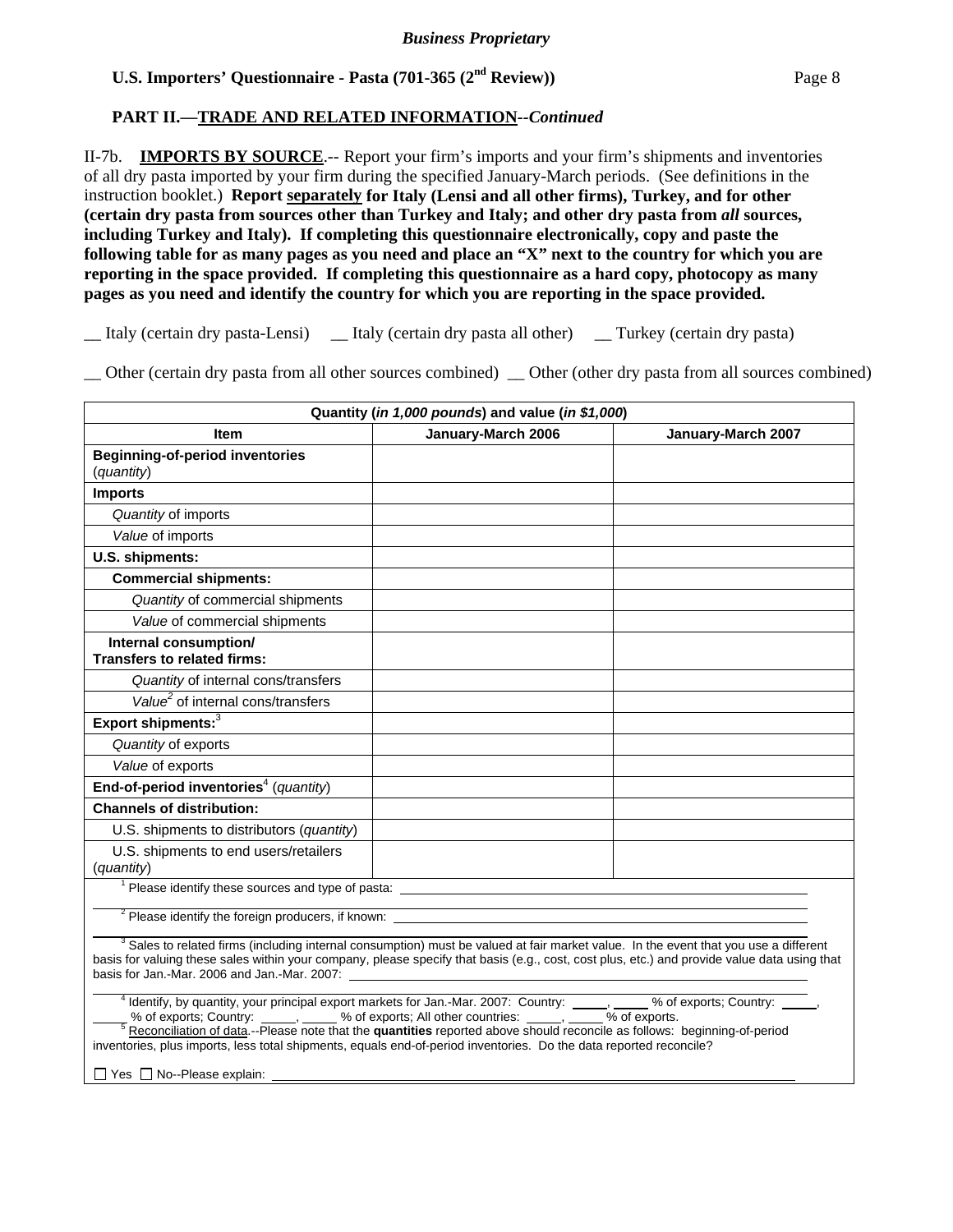*Business Proprietary*

**U.S. Importers' Questionnaire - Pasta (701-365 (2nd Review))**

**PART II.—TRADE AND RELATED INFORMATION--*Continued***

II-7b. **IMPORTS BY SOURCE**.-- Report your firm's imports and your firm's shipments and inventories of all dry pasta imported by your firm during the specified January-March periods. (See definitions in the instruction booklet.) **Report separately for Italy (Lensi and all other firms), Turkey, and for other (certain dry pasta from sources other than Turkey and Italy; and other dry pasta from *all* sources, including Turkey and Italy). If completing this questionnaire electronically, copy and paste the following table for as many pages as you need and place an "X" next to the country for which you are reporting in the space provided. If completing this questionnaire as a hard copy, photocopy as many pages as you need and identify the country for which you are reporting in the space provided.**

__ Italy (certain dry pasta-Lensi)  __ Italy (certain dry pasta all other)  __ Turkey (certain dry pasta)

__ Other (certain dry pasta from all other sources combined)  __ Other (other dry pasta from all sources combined)

| Quantity (*in 1,000 pounds*) and value (*in $1,000*) | | |
|---|---|---|
| **Item** | **January-March 2006** | **January-March 2007** |
| **Beginning-of-period inventories** (*quantity*) | | |
| **Imports** | | |
| *Quantity* of imports | | |
| *Value* of imports | | |
| **U.S. shipments:** | | |
| **Commercial shipments:** | | |
| *Quantity* of commercial shipments | | |
| *Value* of commercial shipments | | |
| **Internal consumption/ Transfers to related firms:** | | |
| *Quantity* of internal cons/transfers | | |
| *Value*[2] of internal cons/transfers | | |
| **Export shipments:**[3] | | |
| *Quantity* of exports | | |
| *Value* of exports | | |
| **End-of-period inventories**[4] (*quantity*) | | |
| **Channels of distribution:** | | |
| U.S. shipments to distributors (*quantity*) | | |
| U.S. shipments to end users/retailers (*quantity*) | | |

[1] Please identify these sources and type of pasta: ______

[2] Please identify the foreign producers, if known: ______

[3] Sales to related firms (including internal consumption) must be valued at fair market value. In the event that you use a different basis for valuing these sales within your company, please specify that basis (e.g., cost, cost plus, etc.) and provide value data using that basis for Jan.-Mar. 2006 and Jan.-Mar. 2007: ______

[4] Identify, by quantity, your principal export markets for Jan.-Mar. 2007: Country: _____, _____ % of exports; Country: _____, _____ % of exports; Country: _____, _____ % of exports; All other countries: _____, _____ % of exports.

[5] Reconciliation of data.--Please note that the **quantities** reported above should reconcile as follows: beginning-of-period inventories, plus imports, less total shipments, equals end-of-period inventories. Do the data reported reconcile?

☐ Yes ☐ No--Please explain: ______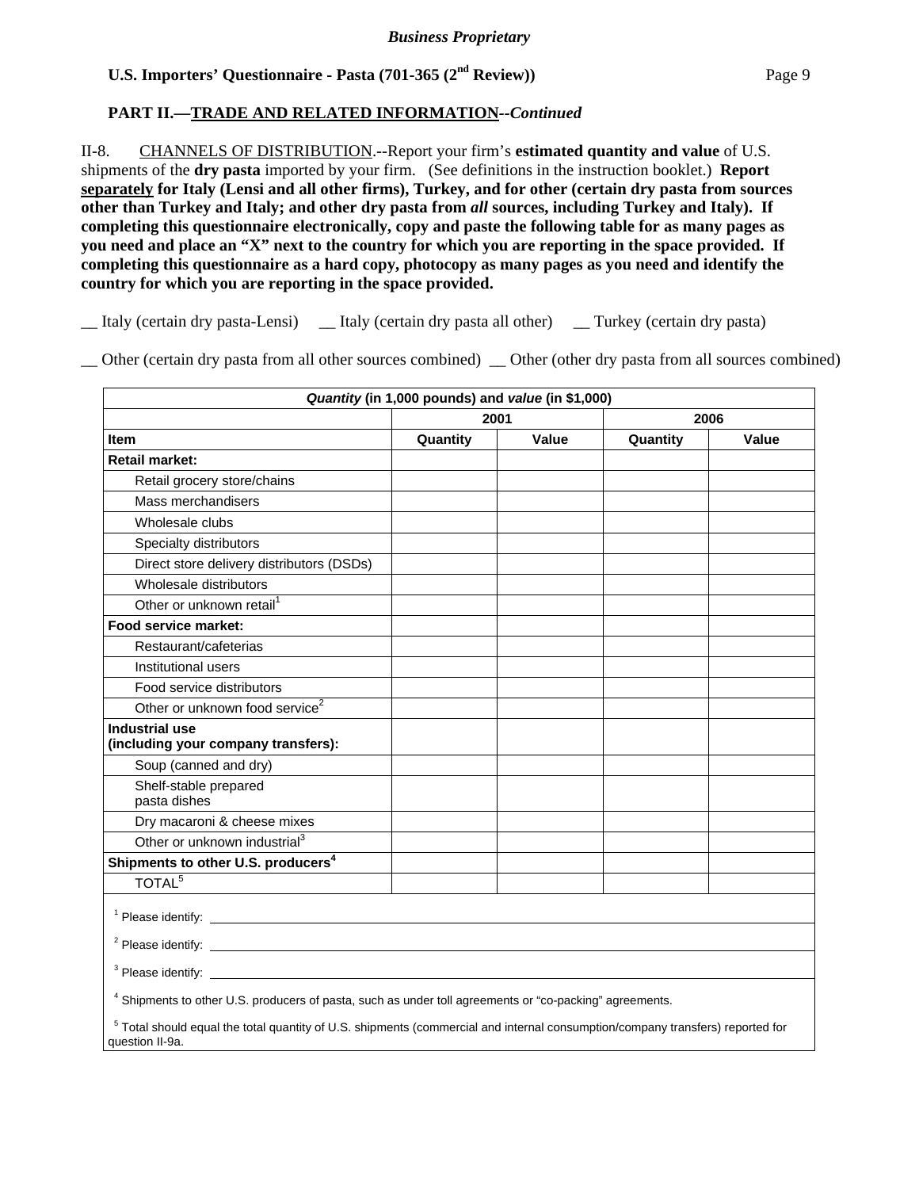*Business Proprietary*

**U.S. Importers' Questionnaire - Pasta (701-365 (2nd Review))**

**PART II.—TRADE AND RELATED INFORMATION--*Continued***

II-8. CHANNELS OF DISTRIBUTION.--Report your firm's **estimated quantity and value** of U.S. shipments of the **dry pasta** imported by your firm. (See definitions in the instruction booklet.) **Report separately for Italy (Lensi and all other firms), Turkey, and for other (certain dry pasta from sources other than Turkey and Italy; and other dry pasta from *all* sources, including Turkey and Italy). If completing this questionnaire electronically, copy and paste the following table for as many pages as you need and place an "X" next to the country for which you are reporting in the space provided. If completing this questionnaire as a hard copy, photocopy as many pages as you need and identify the country for which you are reporting in the space provided.**

__ Italy (certain dry pasta-Lensi) __ Italy (certain dry pasta all other) __ Turkey (certain dry pasta)

__ Other (certain dry pasta from all other sources combined) __ Other (other dry pasta from all sources combined)

| ***Quantity* (in 1,000 pounds) and *value* (in $1,000)** | | | | |
|---|---|---|---|---|
| | **2001** | | **2006** | |
| **Item** | **Quantity** | **Value** | **Quantity** | **Value** |
| **Retail market:** | | | | |
| Retail grocery store/chains | | | | |
| Mass merchandisers | | | | |
| Wholesale clubs | | | | |
| Specialty distributors | | | | |
| Direct store delivery distributors (DSDs) | | | | |
| Wholesale distributors | | | | |
| Other or unknown retail[1] | | | | |
| **Food service market:** | | | | |
| Restaurant/cafeterias | | | | |
| Institutional users | | | | |
| Food service distributors | | | | |
| Other or unknown food service[2] | | | | |
| **Industrial use (including your company transfers):** | | | | |
| Soup (canned and dry) | | | | |
| Shelf-stable prepared pasta dishes | | | | |
| Dry macaroni & cheese mixes | | | | |
| Other or unknown industrial[3] | | | | |
| **Shipments to other U.S. producers[4]** | | | | |
| TOTAL[5] | | | | |

[1] Please identify: ______

[2] Please identify: ______

[3] Please identify: ______

[4] Shipments to other U.S. producers of pasta, such as under toll agreements or "co-packing" agreements.

[5] Total should equal the total quantity of U.S. shipments (commercial and internal consumption/company transfers) reported for question II-9a.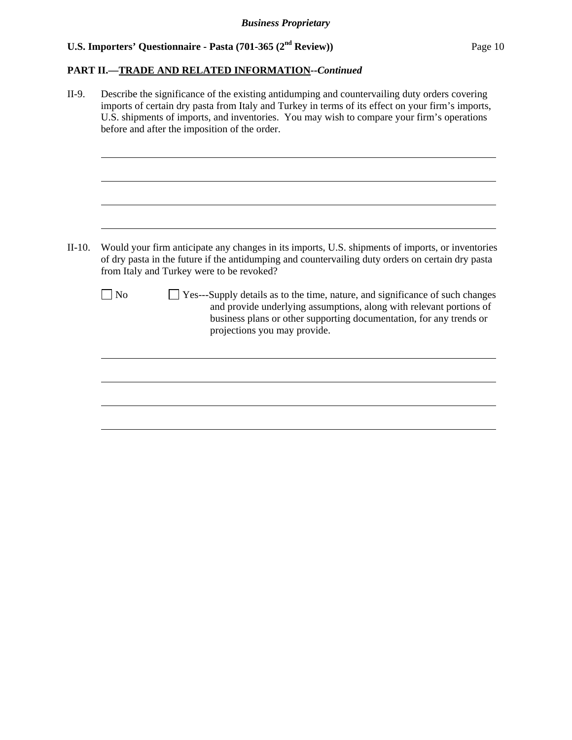**PART II.—TRADE AND RELATED INFORMATION**--*Continued*

II-9. Describe the significance of the existing antidumping and countervailing duty orders covering imports of certain dry pasta from Italy and Turkey in terms of its effect on your firm's imports, U.S. shipments of imports, and inventories. You may wish to compare your firm's operations before and after the imposition of the order.

II-10. Would your firm anticipate any changes in its imports, U.S. shipments of imports, or inventories of dry pasta in the future if the antidumping and countervailing duty orders on certain dry pasta from Italy and Turkey were to be revoked?

☐ No ☐ Yes---Supply details as to the time, nature, and significance of such changes and provide underlying assumptions, along with relevant portions of business plans or other supporting documentation, for any trends or projections you may provide.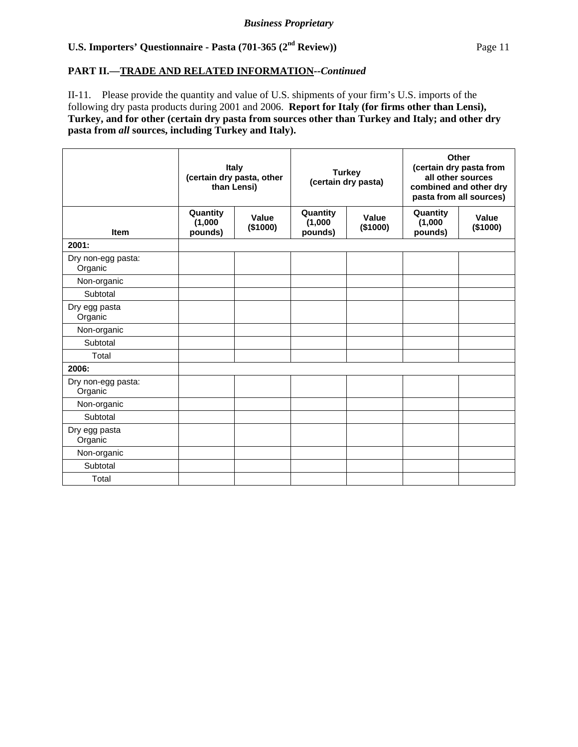*Business Proprietary*

**U.S. Importers' Questionnaire - Pasta (701-365 (2nd Review))**

**PART II.—TRADE AND RELATED INFORMATION--*Continued***

II-11. Please provide the quantity and value of U.S. shipments of your firm's U.S. imports of the following dry pasta products during 2001 and 2006. **Report for Italy (for firms other than Lensi), Turkey, and for other (certain dry pasta from sources other than Turkey and Italy; and other dry pasta from *all* sources, including Turkey and Italy).**

| | Italy (certain dry pasta, other than Lensi) | | Turkey (certain dry pasta) | | Other (certain dry pasta from all other sources combined and other dry pasta from all sources) | |
|---|---|---|---|---|---|---|
| Item | Quantity (1,000 pounds) | Value ($1000) | Quantity (1,000 pounds) | Value ($1000) | Quantity (1,000 pounds) | Value ($1000) |
| **2001:** | | | | | | |
| Dry non-egg pasta: Organic | | | | | | |
| Non-organic | | | | | | |
| Subtotal | | | | | | |
| Dry egg pasta Organic | | | | | | |
| Non-organic | | | | | | |
| Subtotal | | | | | | |
| Total | | | | | | |
| **2006:** | | | | | | |
| Dry non-egg pasta: Organic | | | | | | |
| Non-organic | | | | | | |
| Subtotal | | | | | | |
| Dry egg pasta Organic | | | | | | |
| Non-organic | | | | | | |
| Subtotal | | | | | | |
| Total | | | | | | |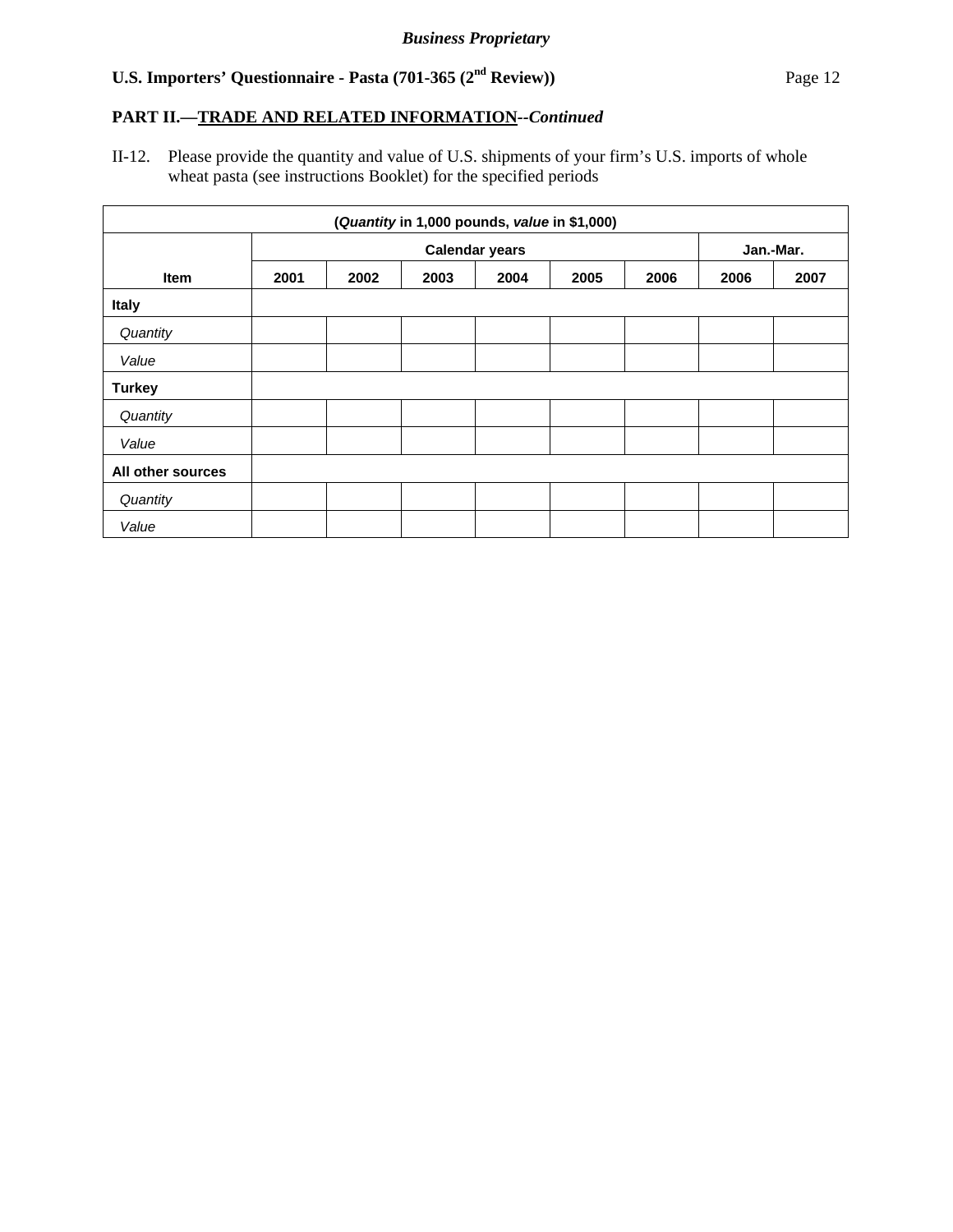## PART II.—TRADE AND RELATED INFORMATION--*Continued*

II-12. Please provide the quantity and value of U.S. shipments of your firm's U.S. imports of whole wheat pasta (see instructions Booklet) for the specified periods

| (*Quantity* in 1,000 pounds, *value* in $1,000) | | | | | | | | |
|---|---|---|---|---|---|---|---|---|
| | Calendar years | | | | | | Jan.-Mar. | |
| **Item** | **2001** | **2002** | **2003** | **2004** | **2005** | **2006** | **2006** | **2007** |
| **Italy** | | | | | | | | |
| *Quantity* | | | | | | | | |
| *Value* | | | | | | | | |
| **Turkey** | | | | | | | | |
| *Quantity* | | | | | | | | |
| *Value* | | | | | | | | |
| **All other sources** | | | | | | | | |
| *Quantity* | | | | | | | | |
| *Value* | | | | | | | | |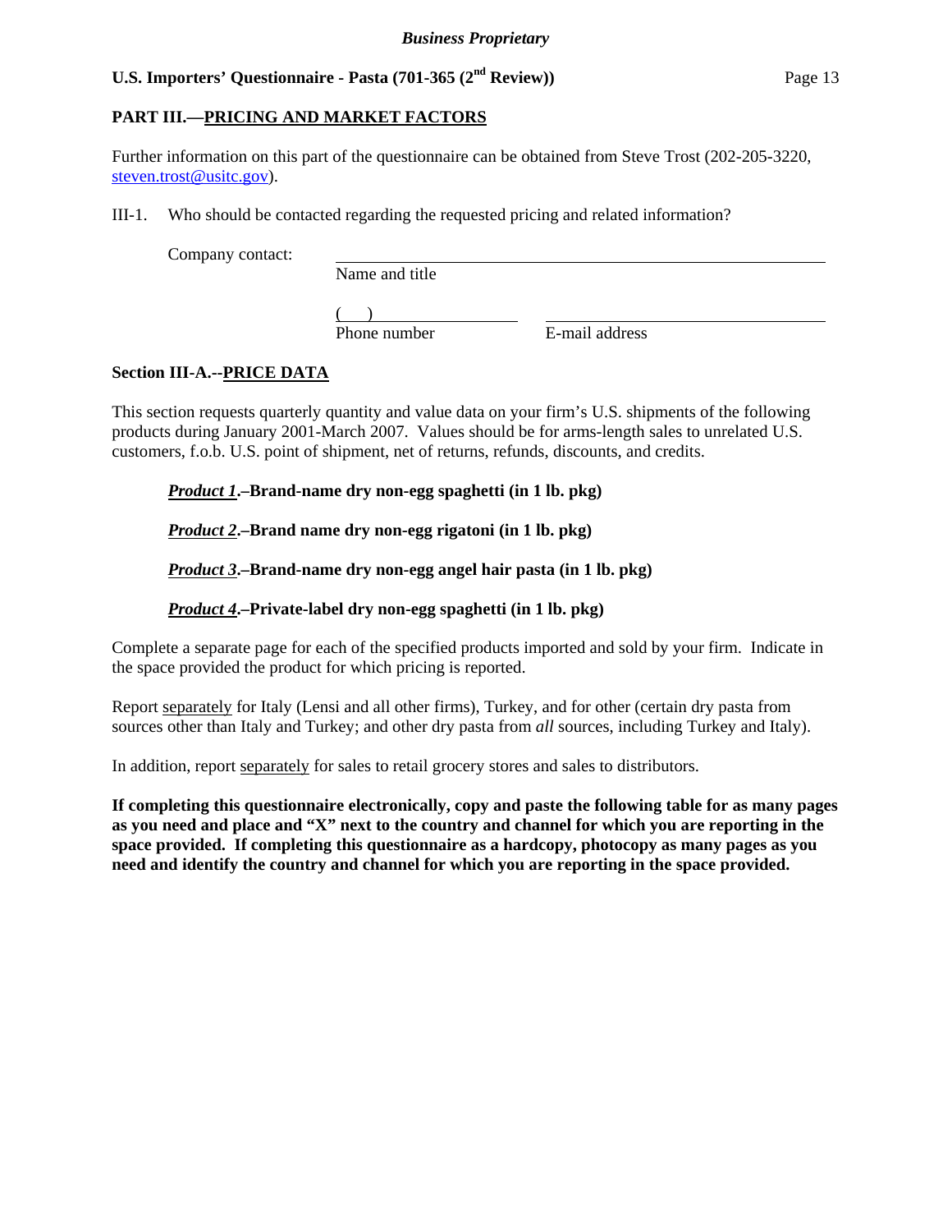## PART III.—PRICING AND MARKET FACTORS

Further information on this part of the questionnaire can be obtained from Steve Trost (202-205-3220, steven.trost@usitc.gov).

III-1. Who should be contacted regarding the requested pricing and related information?

Company contact: ______________________________________________
Name and title

(    ) ____________________    ____________________________
Phone number    E-mail address

### Section III-A.--PRICE DATA

This section requests quarterly quantity and value data on your firm's U.S. shipments of the following products during January 2001-March 2007. Values should be for arms-length sales to unrelated U.S. customers, f.o.b. U.S. point of shipment, net of returns, refunds, discounts, and credits.

***Product 1*.–Brand-name dry non-egg spaghetti (in 1 lb. pkg)**

***Product 2*.–Brand name dry non-egg rigatoni (in 1 lb. pkg)**

***Product 3*.–Brand-name dry non-egg angel hair pasta (in 1 lb. pkg)**

***Product 4*.–Private-label dry non-egg spaghetti (in 1 lb. pkg)**

Complete a separate page for each of the specified products imported and sold by your firm. Indicate in the space provided the product for which pricing is reported.

Report separately for Italy (Lensi and all other firms), Turkey, and for other (certain dry pasta from sources other than Italy and Turkey; and other dry pasta from *all* sources, including Turkey and Italy).

In addition, report separately for sales to retail grocery stores and sales to distributors.

**If completing this questionnaire electronically, copy and paste the following table for as many pages as you need and place and "X" next to the country and channel for which you are reporting in the space provided. If completing this questionnaire as a hardcopy, photocopy as many pages as you need and identify the country and channel for which you are reporting in the space provided.**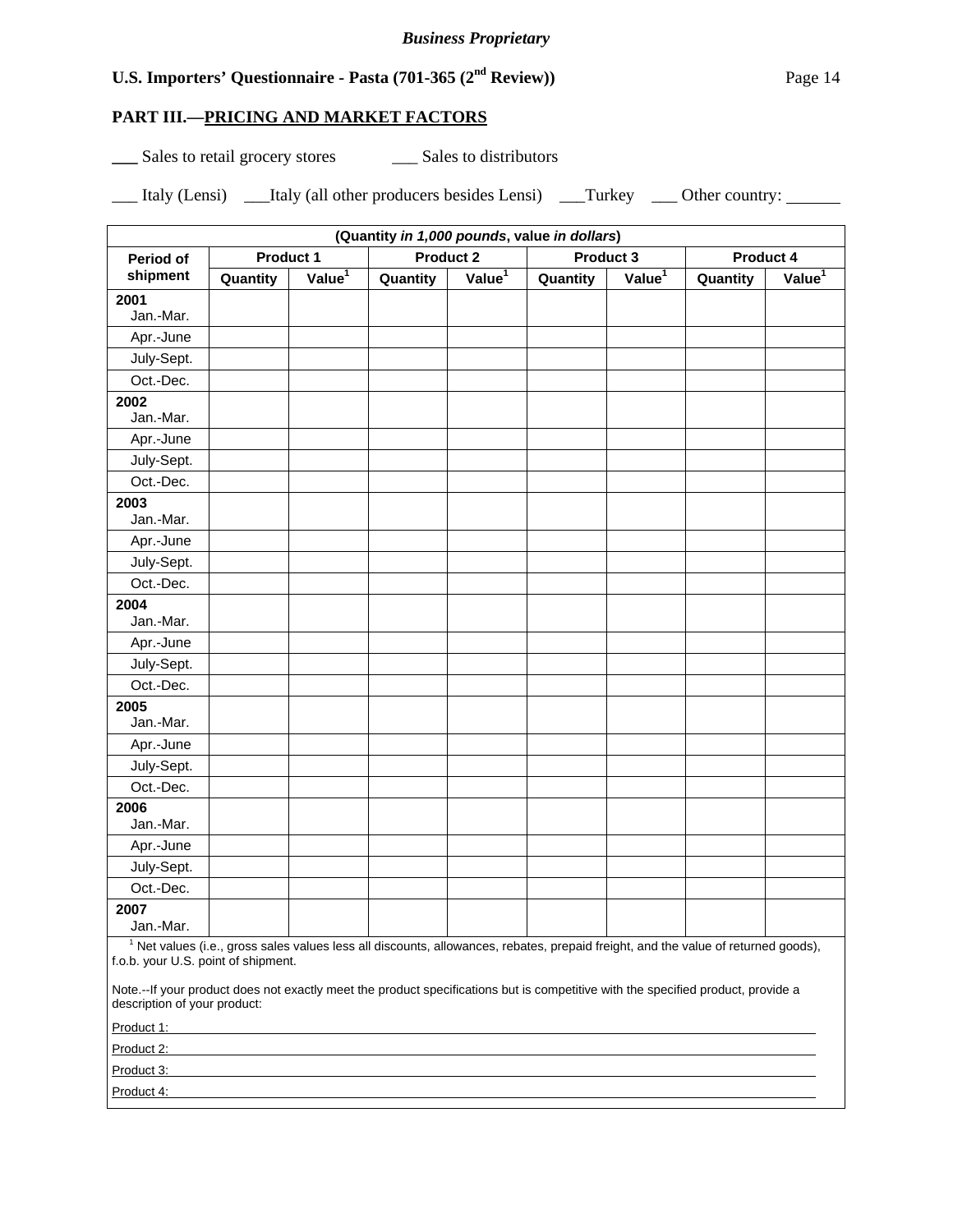## PART III.—PRICING AND MARKET FACTORS

___ Sales to retail grocery stores ___ Sales to distributors

___ Italy (Lensi) ___Italy (all other producers besides Lensi) ___Turkey ___ Other country: ______

| (Quantity *in 1,000 pounds*, value *in dollars*) | | | | | | | | |
|---|---|---|---|---|---|---|---|---|
| Period of shipment | Product 1 | | Product 2 | | Product 3 | | Product 4 | |
| | Quantity | Value[1] | Quantity | Value[1] | Quantity | Value[1] | Quantity | Value[1] |
| **2001** Jan.-Mar. | | | | | | | | |
| Apr.-June | | | | | | | | |
| July-Sept. | | | | | | | | |
| Oct.-Dec. | | | | | | | | |
| **2002** Jan.-Mar. | | | | | | | | |
| Apr.-June | | | | | | | | |
| July-Sept. | | | | | | | | |
| Oct.-Dec. | | | | | | | | |
| **2003** Jan.-Mar. | | | | | | | | |
| Apr.-June | | | | | | | | |
| July-Sept. | | | | | | | | |
| Oct.-Dec. | | | | | | | | |
| **2004** Jan.-Mar. | | | | | | | | |
| Apr.-June | | | | | | | | |
| July-Sept. | | | | | | | | |
| Oct.-Dec. | | | | | | | | |
| **2005** Jan.-Mar. | | | | | | | | |
| Apr.-June | | | | | | | | |
| July-Sept. | | | | | | | | |
| Oct.-Dec. | | | | | | | | |
| **2006** Jan.-Mar. | | | | | | | | |
| Apr.-June | | | | | | | | |
| July-Sept. | | | | | | | | |
| Oct.-Dec. | | | | | | | | |
| **2007** Jan.-Mar. | | | | | | | | |

[1] Net values (i.e., gross sales values less all discounts, allowances, rebates, prepaid freight, and the value of returned goods), f.o.b. your U.S. point of shipment.

Note.--If your product does not exactly meet the product specifications but is competitive with the specified product, provide a description of your product:

Product 1: ______________________________

Product 2: ______________________________

Product 3: ______________________________

Product 4: ______________________________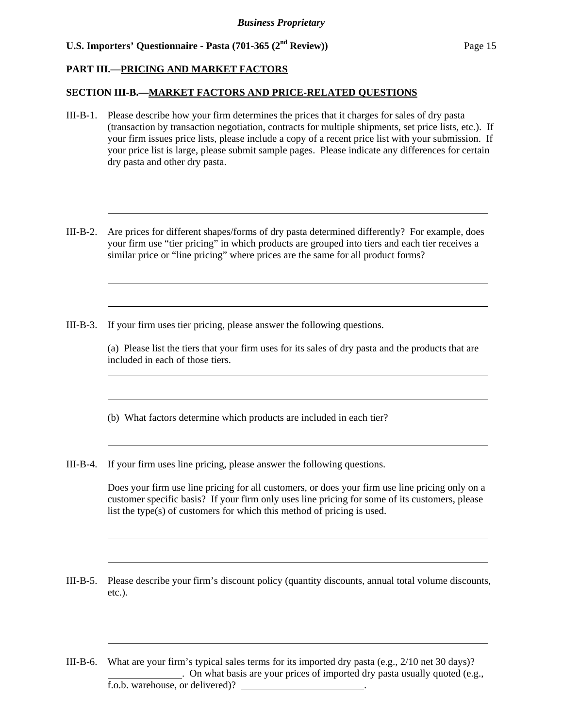## PART III.—PRICING AND MARKET FACTORS

### SECTION III-B.—MARKET FACTORS AND PRICE-RELATED QUESTIONS

III-B-1. Please describe how your firm determines the prices that it charges for sales of dry pasta (transaction by transaction negotiation, contracts for multiple shipments, set price lists, etc.). If your firm issues price lists, please include a copy of a recent price list with your submission. If your price list is large, please submit sample pages. Please indicate any differences for certain dry pasta and other dry pasta.

______________________________________________________________________

______________________________________________________________________

III-B-2. Are prices for different shapes/forms of dry pasta determined differently? For example, does your firm use "tier pricing" in which products are grouped into tiers and each tier receives a similar price or "line pricing" where prices are the same for all product forms?

______________________________________________________________________

______________________________________________________________________

III-B-3. If your firm uses tier pricing, please answer the following questions.

(a) Please list the tiers that your firm uses for its sales of dry pasta and the products that are included in each of those tiers.

______________________________________________________________________

______________________________________________________________________

(b) What factors determine which products are included in each tier?

______________________________________________________________________

III-B-4. If your firm uses line pricing, please answer the following questions.

Does your firm use line pricing for all customers, or does your firm use line pricing only on a customer specific basis? If your firm only uses line pricing for some of its customers, please list the type(s) of customers for which this method of pricing is used.

______________________________________________________________________

______________________________________________________________________

III-B-5. Please describe your firm's discount policy (quantity discounts, annual total volume discounts, etc.).

______________________________________________________________________

______________________________________________________________________

III-B-6. What are your firm's typical sales terms for its imported dry pasta (e.g., 2/10 net 30 days)? ______________. On what basis are your prices of imported dry pasta usually quoted (e.g., f.o.b. warehouse, or delivered)? ________________________.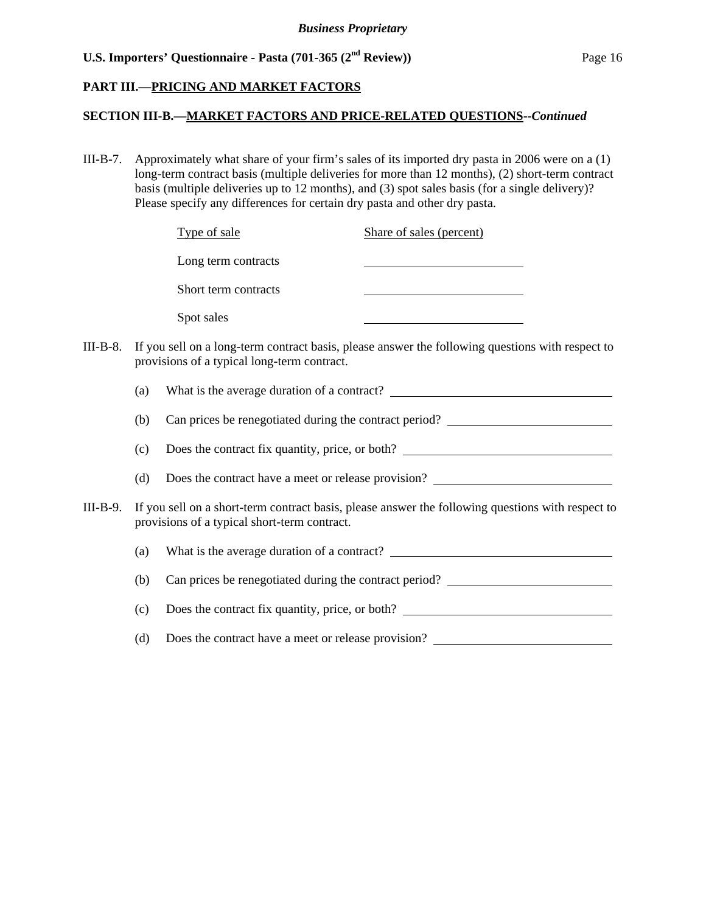## PART III.—PRICING AND MARKET FACTORS

### SECTION III-B.—MARKET FACTORS AND PRICE-RELATED QUESTIONS--*Continued*

III-B-7. Approximately what share of your firm's sales of its imported dry pasta in 2006 were on a (1) long-term contract basis (multiple deliveries for more than 12 months), (2) short-term contract basis (multiple deliveries up to 12 months), and (3) spot sales basis (for a single delivery)? Please specify any differences for certain dry pasta and other dry pasta.

| Type of sale | Share of sales (percent) |
|---|---|
| Long term contracts | ____________ |
| Short term contracts | ____________ |
| Spot sales | ____________ |

III-B-8. If you sell on a long-term contract basis, please answer the following questions with respect to provisions of a typical long-term contract.

(a) What is the average duration of a contract? ____________

(b) Can prices be renegotiated during the contract period? ____________

(c) Does the contract fix quantity, price, or both? ____________

(d) Does the contract have a meet or release provision? ____________

III-B-9. If you sell on a short-term contract basis, please answer the following questions with respect to provisions of a typical short-term contract.

(a) What is the average duration of a contract? ____________

(b) Can prices be renegotiated during the contract period? ____________

(c) Does the contract fix quantity, price, or both? ____________

(d) Does the contract have a meet or release provision? ____________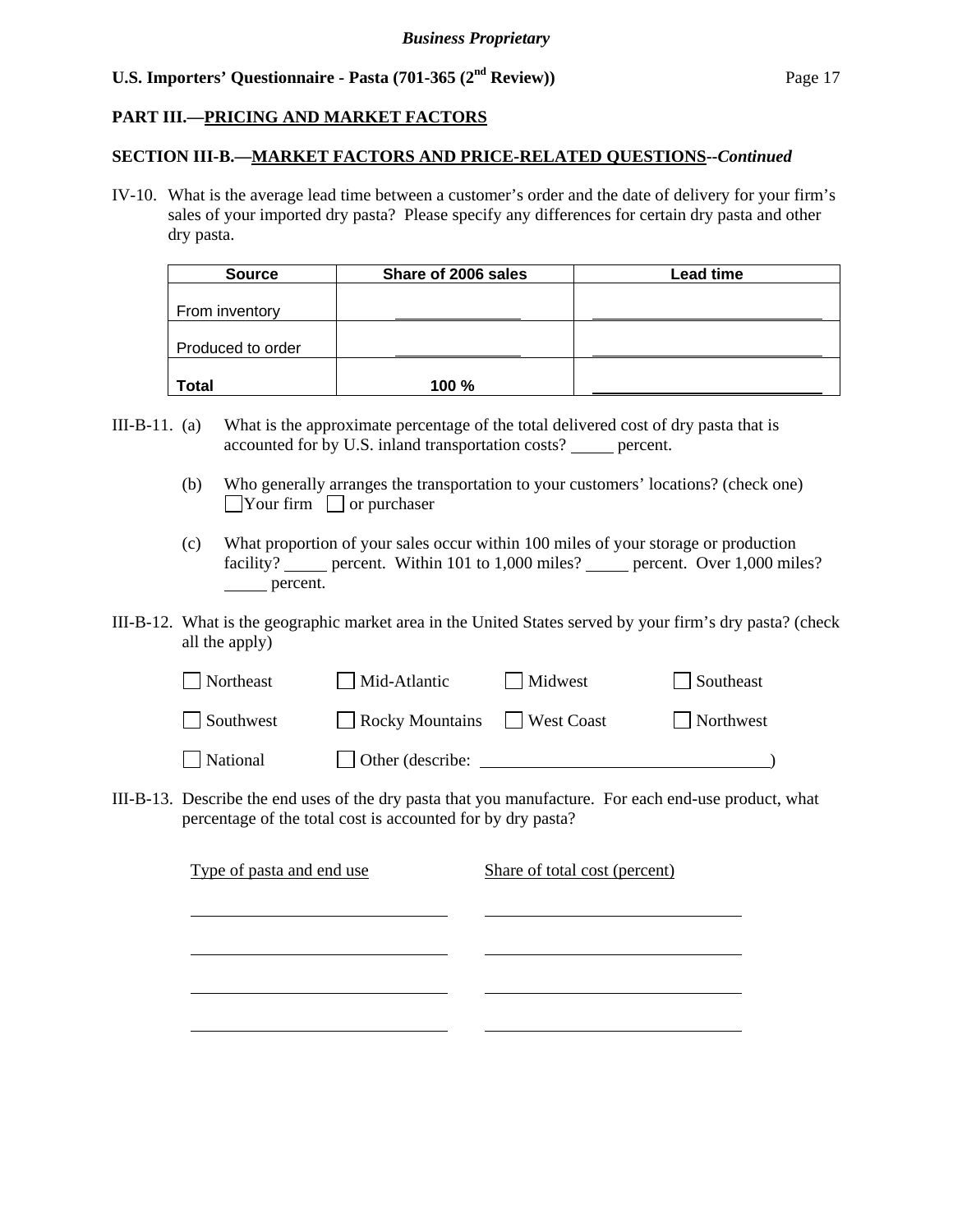**PART III.—PRICING AND MARKET FACTORS**

**SECTION III-B.—MARKET FACTORS AND PRICE-RELATED QUESTIONS--*Continued***

IV-10. What is the average lead time between a customer's order and the date of delivery for your firm's sales of your imported dry pasta? Please specify any differences for certain dry pasta and other dry pasta.

| Source | Share of 2006 sales | Lead time |
|---|---|---|
| From inventory | ___________ | ___________ |
| Produced to order | ___________ | ___________ |
| **Total** | **100 %** | ___________ |

III-B-11. (a) What is the approximate percentage of the total delivered cost of dry pasta that is accounted for by U.S. inland transportation costs? _____ percent.

(b) Who generally arranges the transportation to your customers' locations? (check one)
☐ Your firm ☐ or purchaser

(c) What proportion of your sales occur within 100 miles of your storage or production facility? _____ percent. Within 101 to 1,000 miles? _____ percent. Over 1,000 miles? _____ percent.

III-B-12. What is the geographic market area in the United States served by your firm's dry pasta? (check all the apply)

☐ Northeast ☐ Mid-Atlantic ☐ Midwest ☐ Southeast

☐ Southwest ☐ Rocky Mountains ☐ West Coast ☐ Northwest

☐ National ☐ Other (describe: ______________________________)

III-B-13. Describe the end uses of the dry pasta that you manufacture. For each end-use product, what percentage of the total cost is accounted for by dry pasta?

| Type of pasta and end use | Share of total cost (percent) |
|---|---|
| ___________ | ___________ |
| ___________ | ___________ |
| ___________ | ___________ |
| ___________ | ___________ |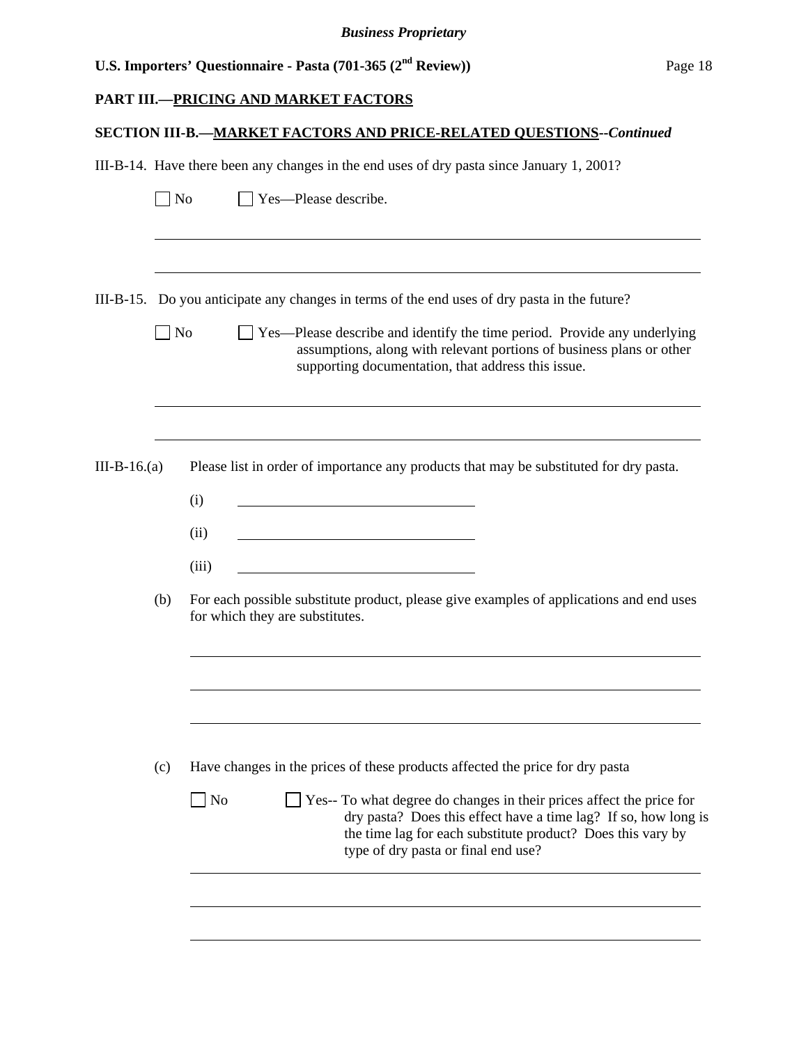## PART III.—PRICING AND MARKET FACTORS

### SECTION III-B.—MARKET FACTORS AND PRICE-RELATED QUESTIONS--*Continued*

III-B-14. Have there been any changes in the end uses of dry pasta since January 1, 2001?

☐ No ☐ Yes—Please describe.

______________________________________________________________________

______________________________________________________________________

III-B-15. Do you anticipate any changes in terms of the end uses of dry pasta in the future?

☐ No ☐ Yes—Please describe and identify the time period. Provide any underlying assumptions, along with relevant portions of business plans or other supporting documentation, that address this issue.

______________________________________________________________________

______________________________________________________________________

III-B-16.(a) Please list in order of importance any products that may be substituted for dry pasta.

(i) ______________________________

(ii) ______________________________

(iii) ______________________________

(b) For each possible substitute product, please give examples of applications and end uses for which they are substitutes.

______________________________________________________________________

______________________________________________________________________

______________________________________________________________________

(c) Have changes in the prices of these products affected the price for dry pasta

☐ No ☐ Yes-- To what degree do changes in their prices affect the price for dry pasta? Does this effect have a time lag? If so, how long is the time lag for each substitute product? Does this vary by type of dry pasta or final end use?

______________________________________________________________________

______________________________________________________________________

______________________________________________________________________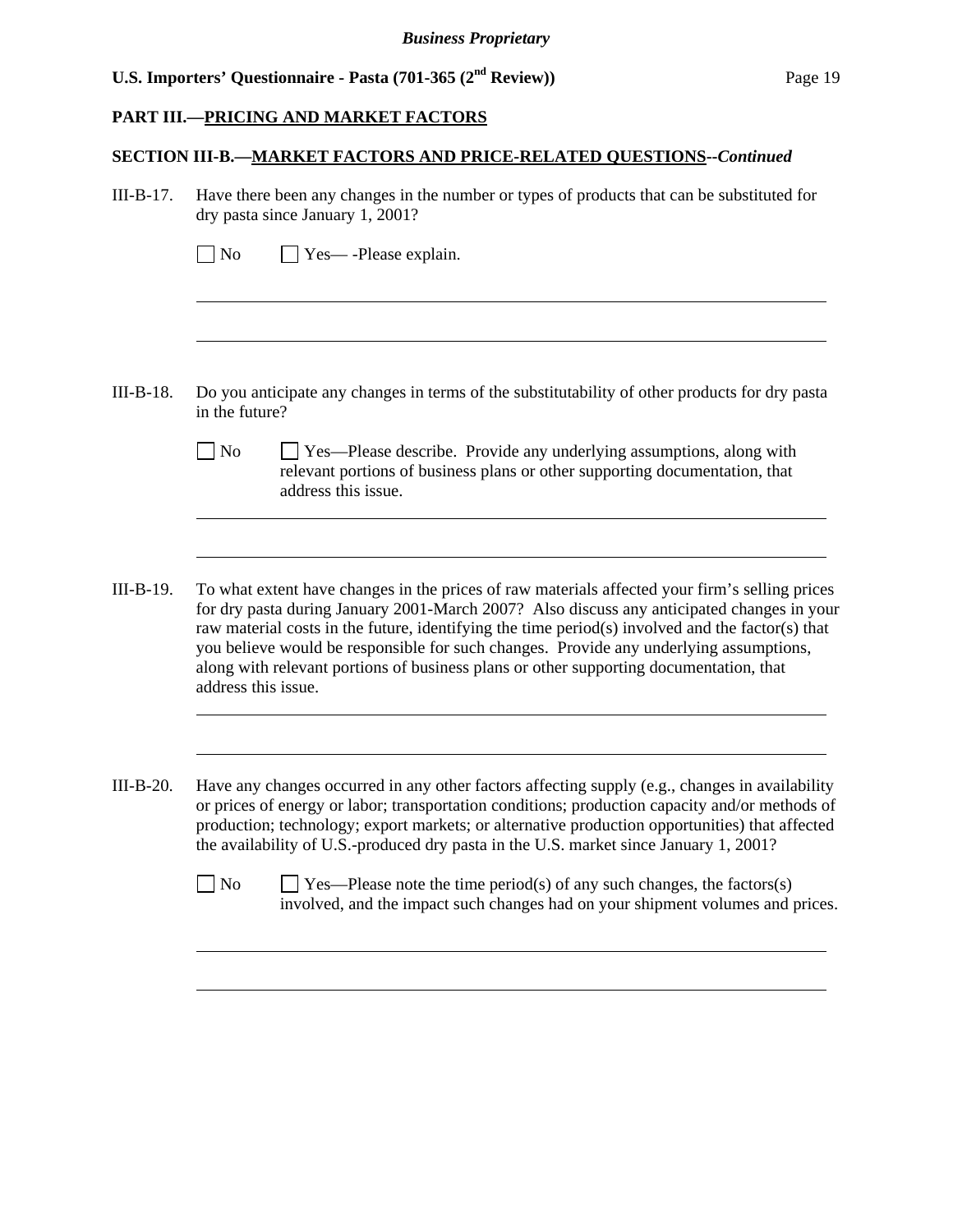## PART III.—PRICING AND MARKET FACTORS

### SECTION III-B.—MARKET FACTORS AND PRICE-RELATED QUESTIONS--*Continued*

III-B-17. Have there been any changes in the number or types of products that can be substituted for dry pasta since January 1, 2001?

☐ No ☐ Yes— -Please explain.

III-B-18. Do you anticipate any changes in terms of the substitutability of other products for dry pasta in the future?

☐ No ☐ Yes—Please describe. Provide any underlying assumptions, along with relevant portions of business plans or other supporting documentation, that address this issue.

III-B-19. To what extent have changes in the prices of raw materials affected your firm's selling prices for dry pasta during January 2001-March 2007? Also discuss any anticipated changes in your raw material costs in the future, identifying the time period(s) involved and the factor(s) that you believe would be responsible for such changes. Provide any underlying assumptions, along with relevant portions of business plans or other supporting documentation, that address this issue.

III-B-20. Have any changes occurred in any other factors affecting supply (e.g., changes in availability or prices of energy or labor; transportation conditions; production capacity and/or methods of production; technology; export markets; or alternative production opportunities) that affected the availability of U.S.-produced dry pasta in the U.S. market since January 1, 2001?

☐ No ☐ Yes—Please note the time period(s) of any such changes, the factors(s) involved, and the impact such changes had on your shipment volumes and prices.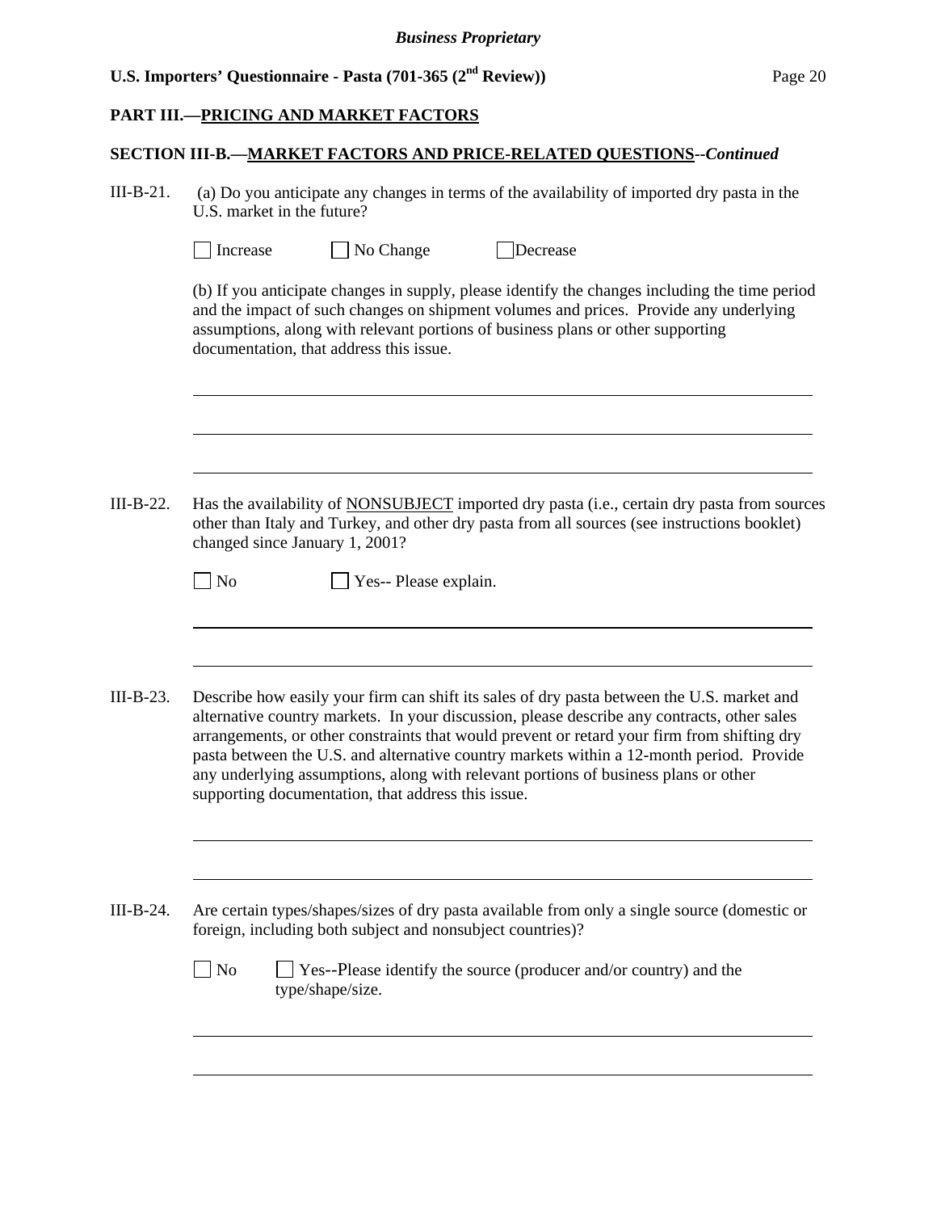## PART III.—PRICING AND MARKET FACTORS

### SECTION III-B.—MARKET FACTORS AND PRICE-RELATED QUESTIONS--*Continued*

III-B-21. (a) Do you anticipate any changes in terms of the availability of imported dry pasta in the U.S. market in the future?

☐ Increase ☐ No Change ☐ Decrease

(b) If you anticipate changes in supply, please identify the changes including the time period and the impact of such changes on shipment volumes and prices. Provide any underlying assumptions, along with relevant portions of business plans or other supporting documentation, that address this issue.

III-B-22. Has the availability of NONSUBJECT imported dry pasta (i.e., certain dry pasta from sources other than Italy and Turkey, and other dry pasta from all sources (see instructions booklet) changed since January 1, 2001?

☐ No ☐ Yes-- Please explain.

III-B-23. Describe how easily your firm can shift its sales of dry pasta between the U.S. market and alternative country markets. In your discussion, please describe any contracts, other sales arrangements, or other constraints that would prevent or retard your firm from shifting dry pasta between the U.S. and alternative country markets within a 12-month period. Provide any underlying assumptions, along with relevant portions of business plans or other supporting documentation, that address this issue.

III-B-24. Are certain types/shapes/sizes of dry pasta available from only a single source (domestic or foreign, including both subject and nonsubject countries)?

☐ No ☐ Yes--Please identify the source (producer and/or country) and the type/shape/size.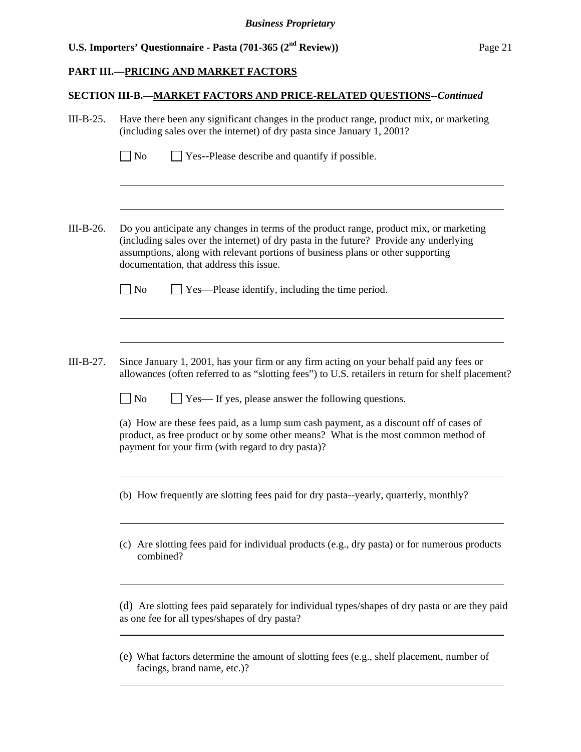## PART III.—PRICING AND MARKET FACTORS

### SECTION III-B.—MARKET FACTORS AND PRICE-RELATED QUESTIONS--*Continued*

III-B-25. Have there been any significant changes in the product range, product mix, or marketing (including sales over the internet) of dry pasta since January 1, 2001?

☐ No ☐ Yes--Please describe and quantify if possible.

______________________________________________________________________

______________________________________________________________________

III-B-26. Do you anticipate any changes in terms of the product range, product mix, or marketing (including sales over the internet) of dry pasta in the future? Provide any underlying assumptions, along with relevant portions of business plans or other supporting documentation, that address this issue.

☐ No ☐ Yes—Please identify, including the time period.

______________________________________________________________________

______________________________________________________________________

III-B-27. Since January 1, 2001, has your firm or any firm acting on your behalf paid any fees or allowances (often referred to as "slotting fees") to U.S. retailers in return for shelf placement?

☐ No ☐ Yes— If yes, please answer the following questions.

(a) How are these fees paid, as a lump sum cash payment, as a discount off of cases of product, as free product or by some other means? What is the most common method of payment for your firm (with regard to dry pasta)?

______________________________________________________________________

(b) How frequently are slotting fees paid for dry pasta--yearly, quarterly, monthly?

______________________________________________________________________

(c) Are slotting fees paid for individual products (e.g., dry pasta) or for numerous products combined?

______________________________________________________________________

(d) Are slotting fees paid separately for individual types/shapes of dry pasta or are they paid as one fee for all types/shapes of dry pasta?

______________________________________________________________________

(e) What factors determine the amount of slotting fees (e.g., shelf placement, number of facings, brand name, etc.)?

______________________________________________________________________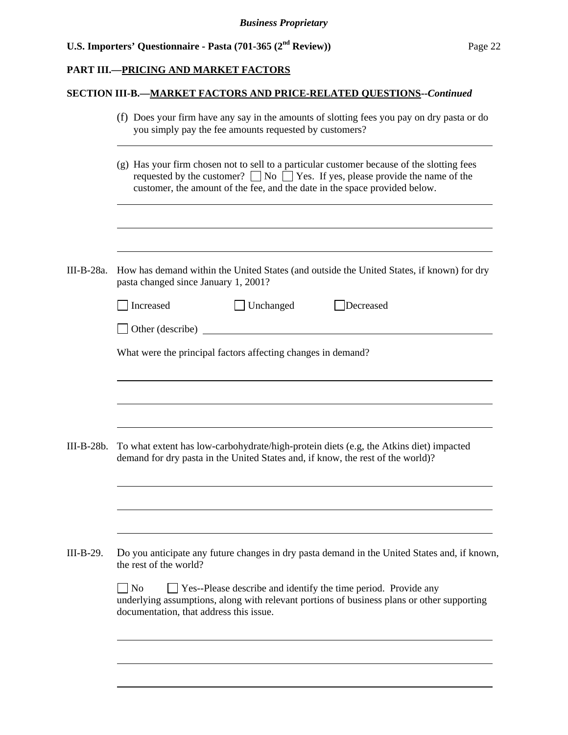*Business Proprietary*

**U.S. Importers' Questionnaire - Pasta (701-365 (2nd Review))**

## PART III.—PRICING AND MARKET FACTORS

### SECTION III-B.—MARKET FACTORS AND PRICE-RELATED QUESTIONS--*Continued*

(f) Does your firm have any say in the amounts of slotting fees you pay on dry pasta or do you simply pay the fee amounts requested by customers?

______________________________________________________________________

(g) Has your firm chosen not to sell to a particular customer because of the slotting fees requested by the customer? ☐ No ☐ Yes. If yes, please provide the name of the customer, the amount of the fee, and the date in the space provided below.

______________________________________________________________________

______________________________________________________________________

______________________________________________________________________

III-B-28a. How has demand within the United States (and outside the United States, if known) for dry pasta changed since January 1, 2001?

☐ Increased ☐ Unchanged ☐ Decreased

☐ Other (describe) ______________________________________________

What were the principal factors affecting changes in demand?

______________________________________________________________________

______________________________________________________________________

______________________________________________________________________

III-B-28b. To what extent has low-carbohydrate/high-protein diets (e.g, the Atkins diet) impacted demand for dry pasta in the United States and, if know, the rest of the world)?

______________________________________________________________________

______________________________________________________________________

______________________________________________________________________

III-B-29. Do you anticipate any future changes in dry pasta demand in the United States and, if known, the rest of the world?

☐ No ☐ Yes--Please describe and identify the time period. Provide any underlying assumptions, along with relevant portions of business plans or other supporting documentation, that address this issue.

______________________________________________________________________

______________________________________________________________________

______________________________________________________________________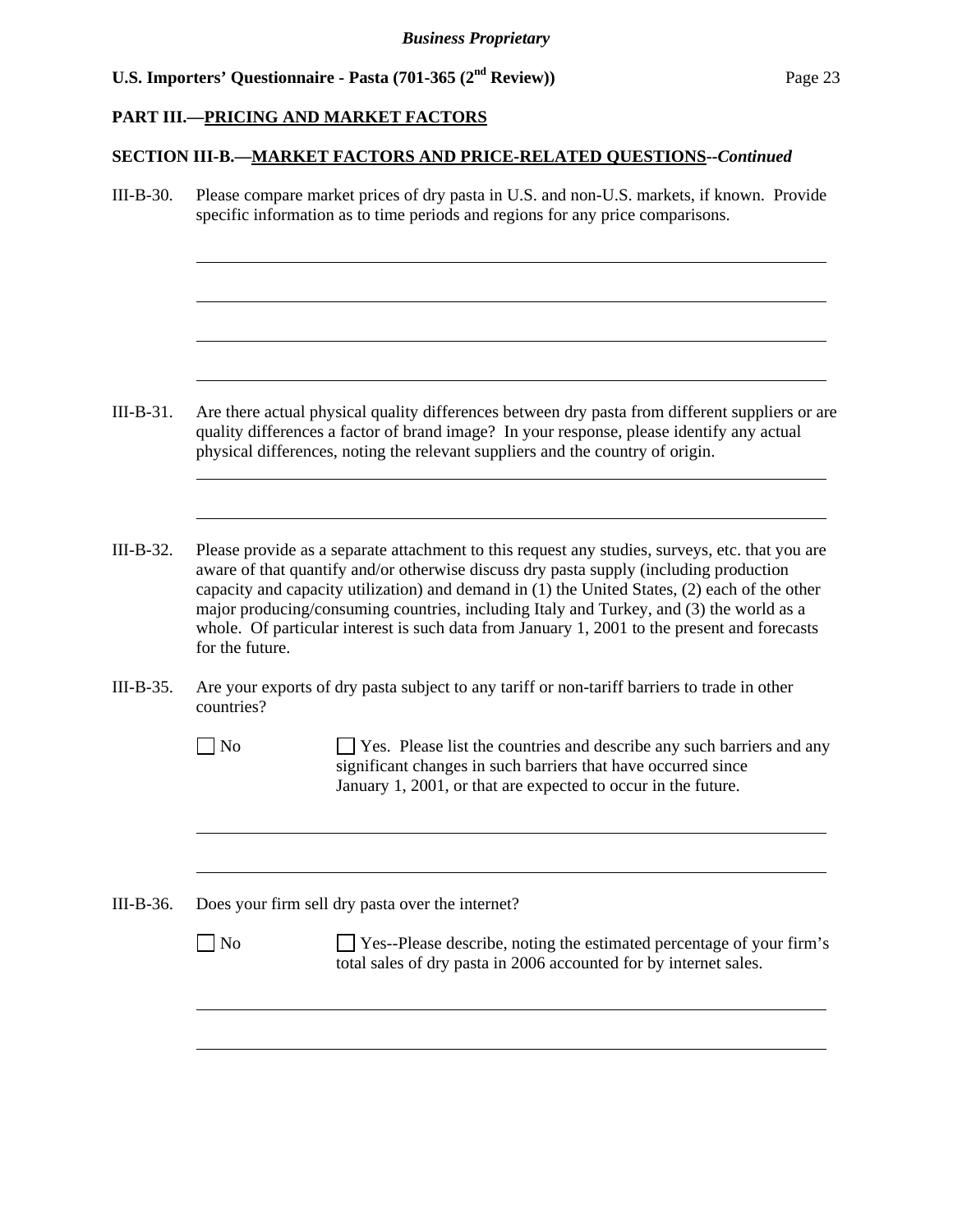## PART III.—PRICING AND MARKET FACTORS

### SECTION III-B.—MARKET FACTORS AND PRICE-RELATED QUESTIONS--*Continued*

III-B-30. Please compare market prices of dry pasta in U.S. and non-U.S. markets, if known. Provide specific information as to time periods and regions for any price comparisons.

III-B-31. Are there actual physical quality differences between dry pasta from different suppliers or are quality differences a factor of brand image? In your response, please identify any actual physical differences, noting the relevant suppliers and the country of origin.

III-B-32. Please provide as a separate attachment to this request any studies, surveys, etc. that you are aware of that quantify and/or otherwise discuss dry pasta supply (including production capacity and capacity utilization) and demand in (1) the United States, (2) each of the other major producing/consuming countries, including Italy and Turkey, and (3) the world as a whole. Of particular interest is such data from January 1, 2001 to the present and forecasts for the future.

III-B-35. Are your exports of dry pasta subject to any tariff or non-tariff barriers to trade in other countries?

☐ No ☐ Yes. Please list the countries and describe any such barriers and any significant changes in such barriers that have occurred since January 1, 2001, or that are expected to occur in the future.

III-B-36. Does your firm sell dry pasta over the internet?

☐ No ☐ Yes--Please describe, noting the estimated percentage of your firm's total sales of dry pasta in 2006 accounted for by internet sales.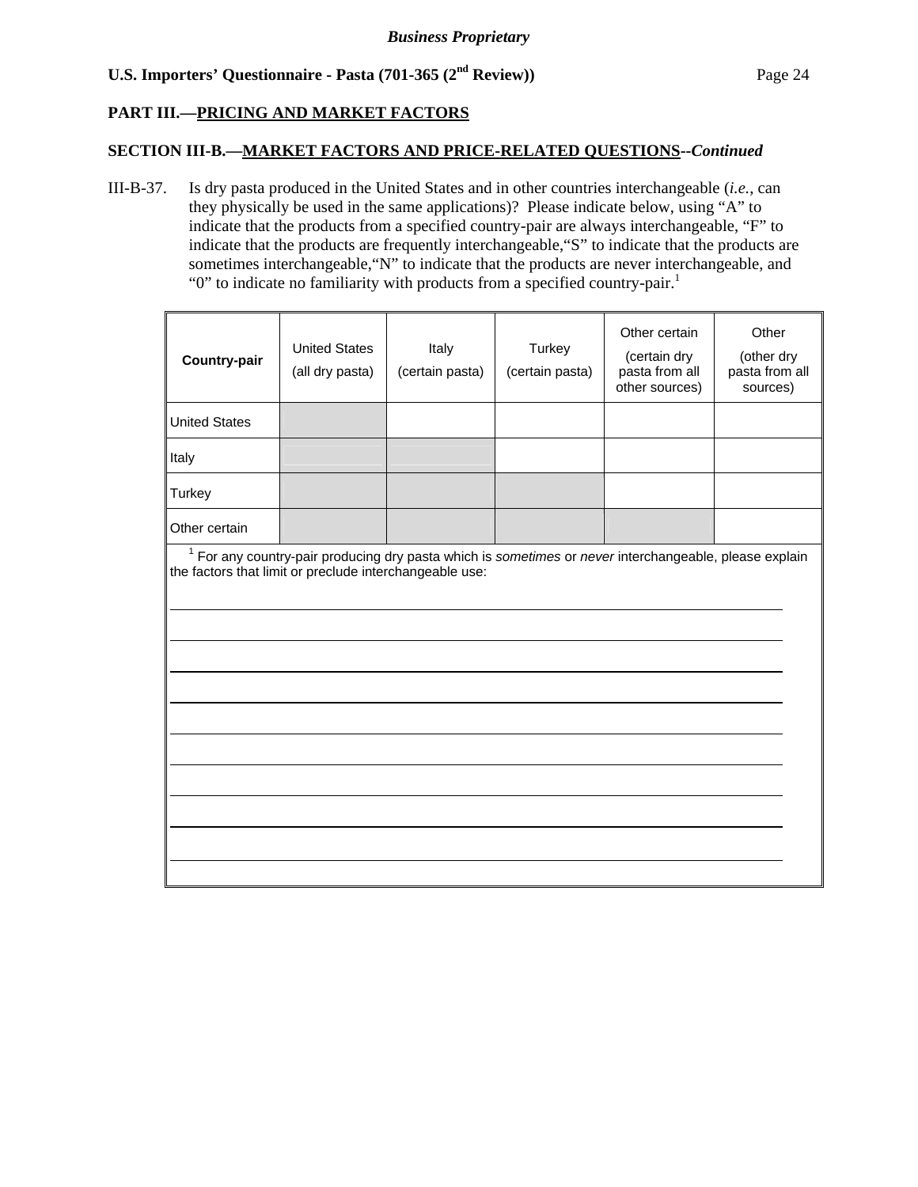*Business Proprietary*

**U.S. Importers' Questionnaire - Pasta (701-365 (2nd Review))**

**PART III.—PRICING AND MARKET FACTORS**

**SECTION III-B.—MARKET FACTORS AND PRICE-RELATED QUESTIONS--*Continued***

III-B-37. Is dry pasta produced in the United States and in other countries interchangeable (*i.e.*, can they physically be used in the same applications)? Please indicate below, using "A" to indicate that the products from a specified country-pair are always interchangeable, "F" to indicate that the products are frequently interchangeable,"S" to indicate that the products are sometimes interchangeable,"N" to indicate that the products are never interchangeable, and "0" to indicate no familiarity with products from a specified country-pair.[1]

| Country-pair | United States (all dry pasta) | Italy (certain pasta) | Turkey (certain pasta) | Other certain (certain dry pasta from all other sources) | Other (other dry pasta from all sources) |
|---|---|---|---|---|---|
| United States | | | | | |
| Italy | | | | | |
| Turkey | | | | | |
| Other certain | | | | | |

[1] For any country-pair producing dry pasta which is *sometimes* or *never* interchangeable, please explain the factors that limit or preclude interchangeable use:

______________________________________________________________________________

______________________________________________________________________________

______________________________________________________________________________

______________________________________________________________________________

______________________________________________________________________________

______________________________________________________________________________

______________________________________________________________________________

______________________________________________________________________________

______________________________________________________________________________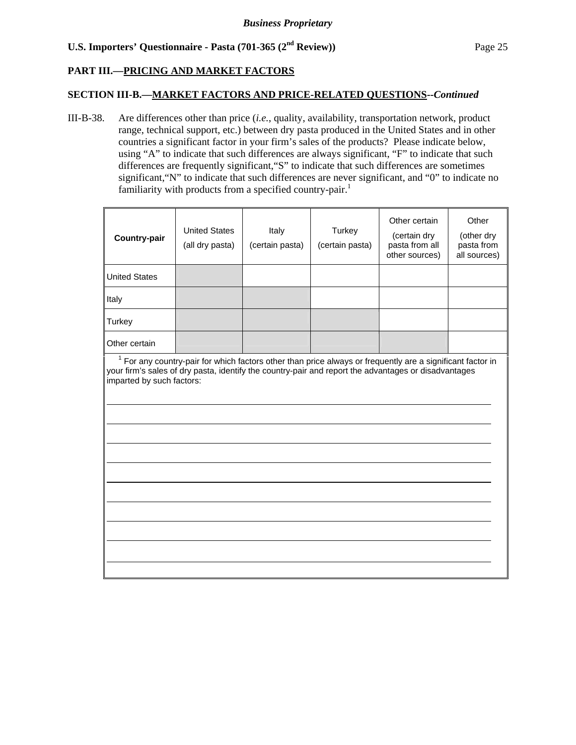**Business Proprietary**

**U.S. Importers' Questionnaire - Pasta (701-365 (2nd Review))**

**PART III.—PRICING AND MARKET FACTORS**

**SECTION III-B.—MARKET FACTORS AND PRICE-RELATED QUESTIONS--*Continued***

III-B-38. Are differences other than price (*i.e.*, quality, availability, transportation network, product range, technical support, etc.) between dry pasta produced in the United States and in other countries a significant factor in your firm's sales of the products? Please indicate below, using "A" to indicate that such differences are always significant, "F" to indicate that such differences are frequently significant, "S" to indicate that such differences are sometimes significant, "N" to indicate that such differences are never significant, and "0" to indicate no familiarity with products from a specified country-pair.[1]

| **Country-pair** | United States (all dry pasta) | Italy (certain pasta) | Turkey (certain pasta) | Other certain (certain dry pasta from all other sources) | Other (other dry pasta from all sources) |
|---|---|---|---|---|---|
| United States | | | | | |
| Italy | | | | | |
| Turkey | | | | | |
| Other certain | | | | | |

[1] For any country-pair for which factors other than price always or frequently are a significant factor in your firm's sales of dry pasta, identify the country-pair and report the advantages or disadvantages imparted by such factors:

______________________________________________________________________________

______________________________________________________________________________

______________________________________________________________________________

______________________________________________________________________________

______________________________________________________________________________

______________________________________________________________________________

______________________________________________________________________________

______________________________________________________________________________

______________________________________________________________________________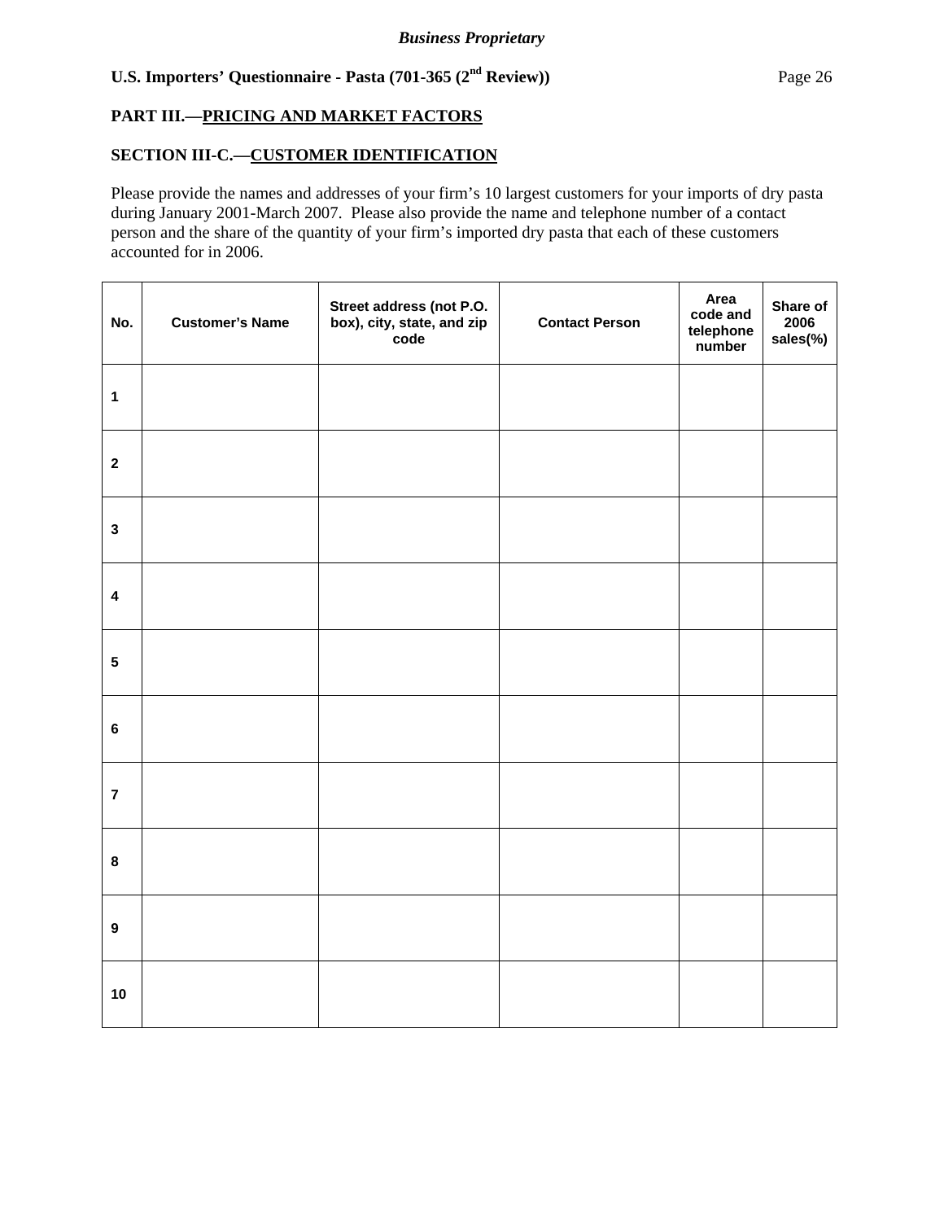## PART III.—PRICING AND MARKET FACTORS

### SECTION III-C.—CUSTOMER IDENTIFICATION

Please provide the names and addresses of your firm's 10 largest customers for your imports of dry pasta during January 2001-March 2007. Please also provide the name and telephone number of a contact person and the share of the quantity of your firm's imported dry pasta that each of these customers accounted for in 2006.

| No. | Customer's Name | Street address (not P.O. box), city, state, and zip code | Contact Person | Area code and telephone number | Share of 2006 sales(%) |
|---|---|---|---|---|---|
| 1 | | | | | |
| 2 | | | | | |
| 3 | | | | | |
| 4 | | | | | |
| 5 | | | | | |
| 6 | | | | | |
| 7 | | | | | |
| 8 | | | | | |
| 9 | | | | | |
| 10 | | | | | |